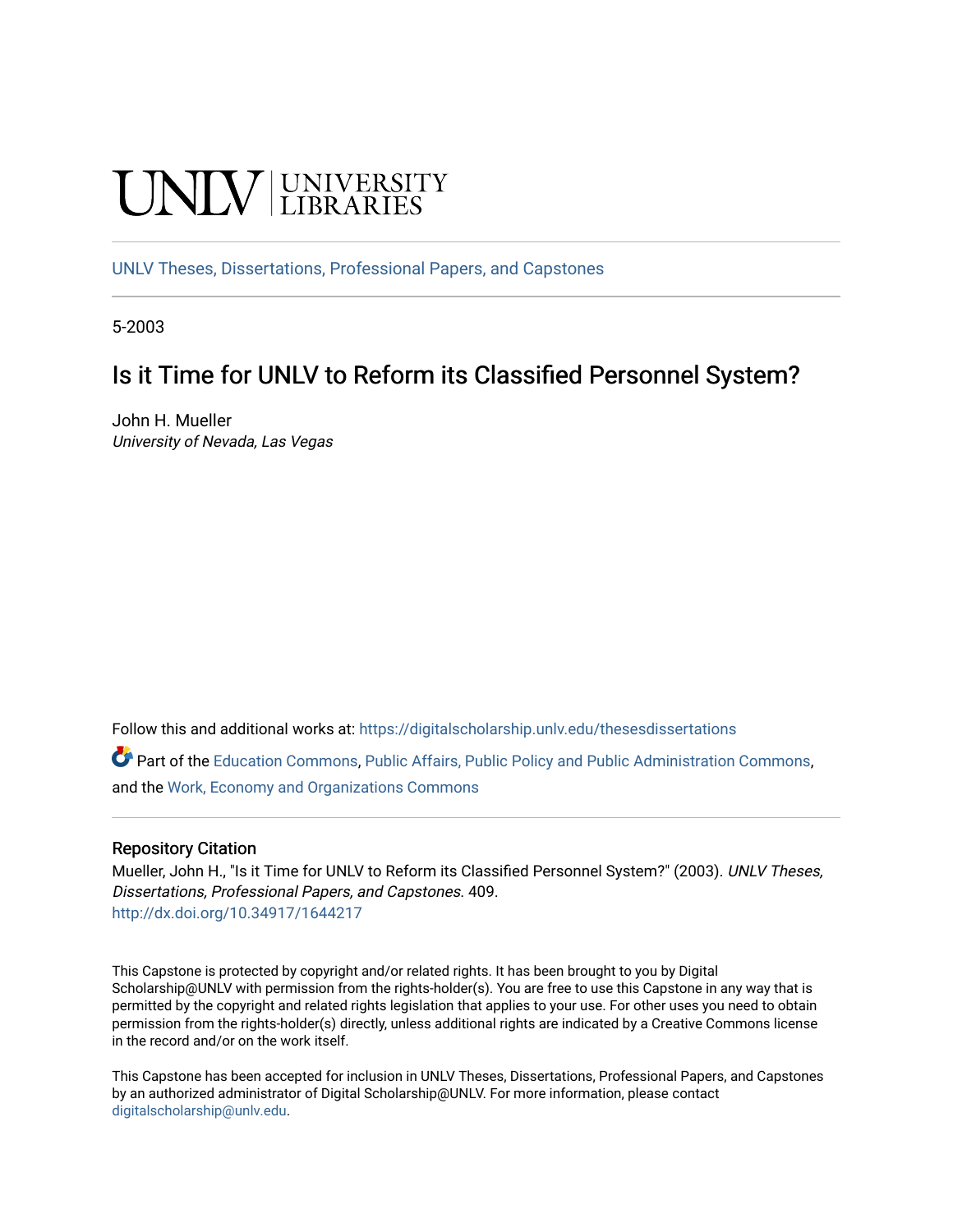UNLV | UNIVERSITY LIBRARIES

UNLV Theses, Dissertations, Professional Papers, and Capstones

5-2003

# Is it Time for UNLV to Reform its Classified Personnel System?

John H. Mueller
*University of Nevada, Las Vegas*

Follow this and additional works at: https://digitalscholarship.unlv.edu/thesesdissertations

Part of the Education Commons, Public Affairs, Public Policy and Public Administration Commons, and the Work, Economy and Organizations Commons

## Repository Citation

Mueller, John H., "Is it Time for UNLV to Reform its Classified Personnel System?" (2003). *UNLV Theses, Dissertations, Professional Papers, and Capstones*. 409.
http://dx.doi.org/10.34917/1644217

This Capstone is protected by copyright and/or related rights. It has been brought to you by Digital Scholarship@UNLV with permission from the rights-holder(s). You are free to use this Capstone in any way that is permitted by the copyright and related rights legislation that applies to your use. For other uses you need to obtain permission from the rights-holder(s) directly, unless additional rights are indicated by a Creative Commons license in the record and/or on the work itself.

This Capstone has been accepted for inclusion in UNLV Theses, Dissertations, Professional Papers, and Capstones by an authorized administrator of Digital Scholarship@UNLV. For more information, please contact digitalscholarship@unlv.edu.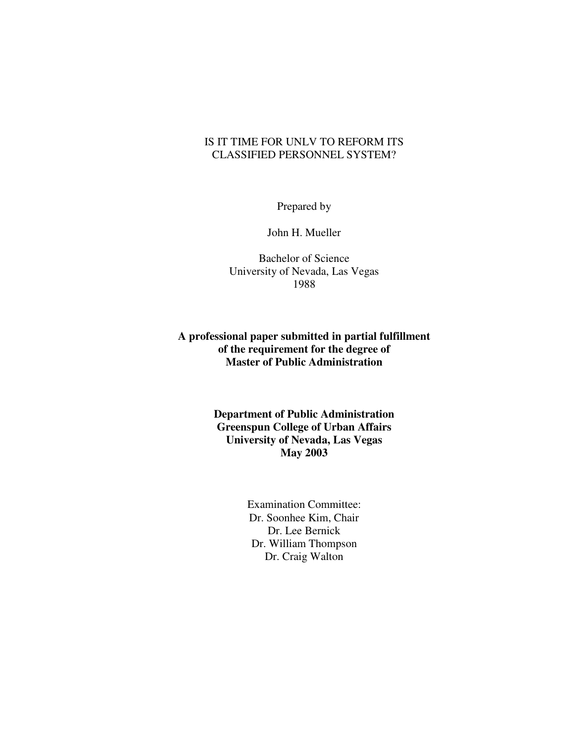# IS IT TIME FOR UNLV TO REFORM ITS CLASSIFIED PERSONNEL SYSTEM?

Prepared by

John H. Mueller

Bachelor of Science
University of Nevada, Las Vegas
1988

**A professional paper submitted in partial fulfillment of the requirement for the degree of Master of Public Administration**

**Department of Public Administration**
**Greenspun College of Urban Affairs**
**University of Nevada, Las Vegas**
**May 2003**

Examination Committee:
Dr. Soonhee Kim, Chair
Dr. Lee Bernick
Dr. William Thompson
Dr. Craig Walton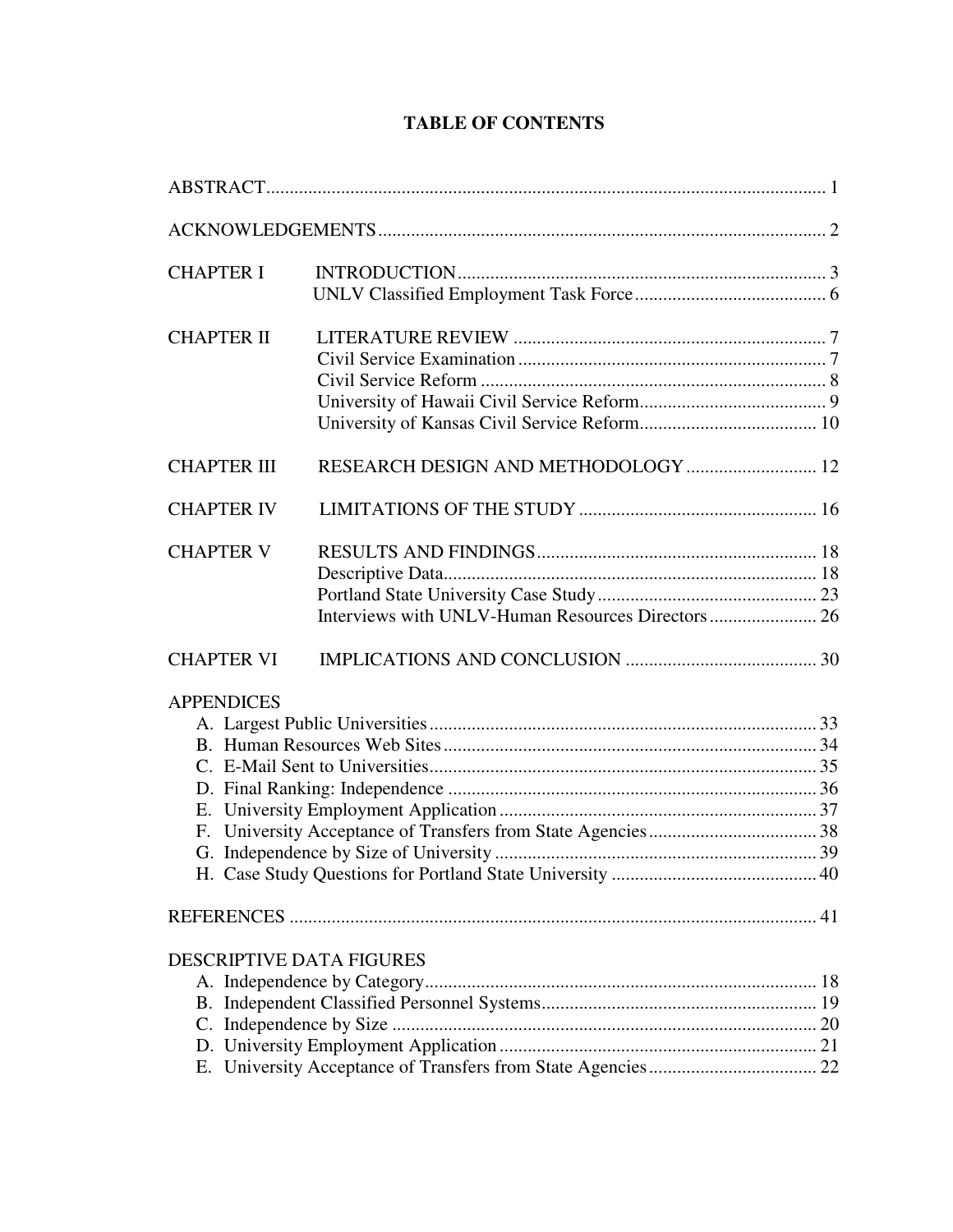# TABLE OF CONTENTS

ABSTRACT ........................................................................................................................ 1

ACKNOWLEDGEMENTS ................................................................................................. 2

CHAPTER I INTRODUCTION ............................................................................... 3
UNLV Classified Employment Task Force .......................................... 6

CHAPTER II LITERATURE REVIEW ................................................................... 7
Civil Service Examination .................................................................. 7
Civil Service Reform .......................................................................... 8
University of Hawaii Civil Service Reform......................................... 9
University of Kansas Civil Service Reform...................................... 10

CHAPTER III RESEARCH DESIGN AND METHODOLOGY ............................ 12

CHAPTER IV LIMITATIONS OF THE STUDY ................................................... 16

CHAPTER V RESULTS AND FINDINGS ............................................................ 18
Descriptive Data................................................................................ 18
Portland State University Case Study ............................................... 23
Interviews with UNLV-Human Resources Directors ....................... 26

CHAPTER VI IMPLICATIONS AND CONCLUSION ......................................... 30

APPENDICES

A. Largest Public Universities ................................................................................... 33
B. Human Resources Web Sites ................................................................................ 34
C. E-Mail Sent to Universities................................................................................... 35
D. Final Ranking: Independence ............................................................................... 36
E. University Employment Application .................................................................... 37
F. University Acceptance of Transfers from State Agencies.................................... 38
G. Independence by Size of University ..................................................................... 39
H. Case Study Questions for Portland State University ............................................ 40

REFERENCES ................................................................................................................. 41

DESCRIPTIVE DATA FIGURES

A. Independence by Category.................................................................................... 18
B. Independent Classified Personnel Systems........................................................... 19
C. Independence by Size ........................................................................................... 20
D. University Employment Application .................................................................... 21
E. University Acceptance of Transfers from State Agencies.................................... 22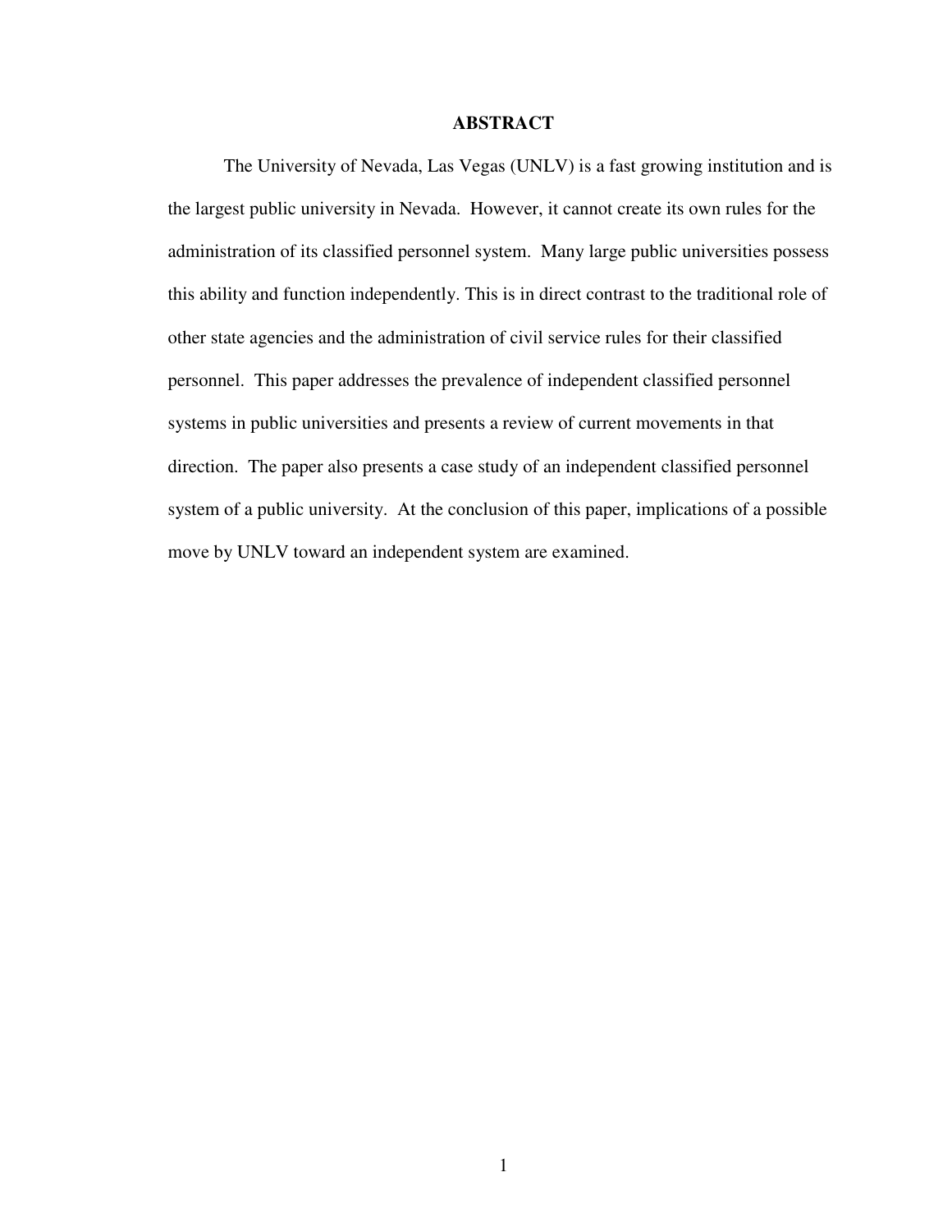# ABSTRACT

The University of Nevada, Las Vegas (UNLV) is a fast growing institution and is the largest public university in Nevada. However, it cannot create its own rules for the administration of its classified personnel system. Many large public universities possess this ability and function independently. This is in direct contrast to the traditional role of other state agencies and the administration of civil service rules for their classified personnel. This paper addresses the prevalence of independent classified personnel systems in public universities and presents a review of current movements in that direction. The paper also presents a case study of an independent classified personnel system of a public university. At the conclusion of this paper, implications of a possible move by UNLV toward an independent system are examined.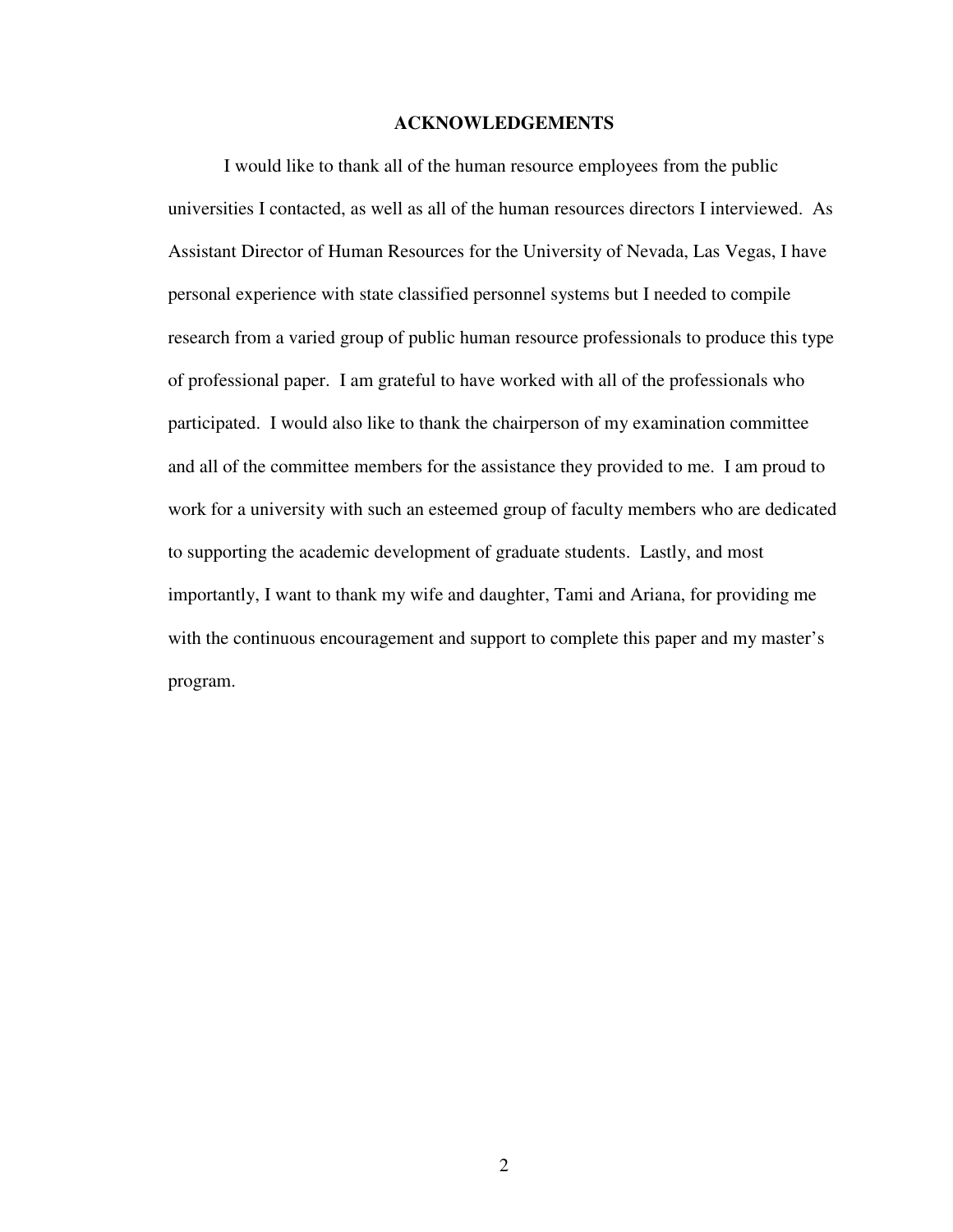## ACKNOWLEDGEMENTS

I would like to thank all of the human resource employees from the public universities I contacted, as well as all of the human resources directors I interviewed. As Assistant Director of Human Resources for the University of Nevada, Las Vegas, I have personal experience with state classified personnel systems but I needed to compile research from a varied group of public human resource professionals to produce this type of professional paper. I am grateful to have worked with all of the professionals who participated. I would also like to thank the chairperson of my examination committee and all of the committee members for the assistance they provided to me. I am proud to work for a university with such an esteemed group of faculty members who are dedicated to supporting the academic development of graduate students. Lastly, and most importantly, I want to thank my wife and daughter, Tami and Ariana, for providing me with the continuous encouragement and support to complete this paper and my master's program.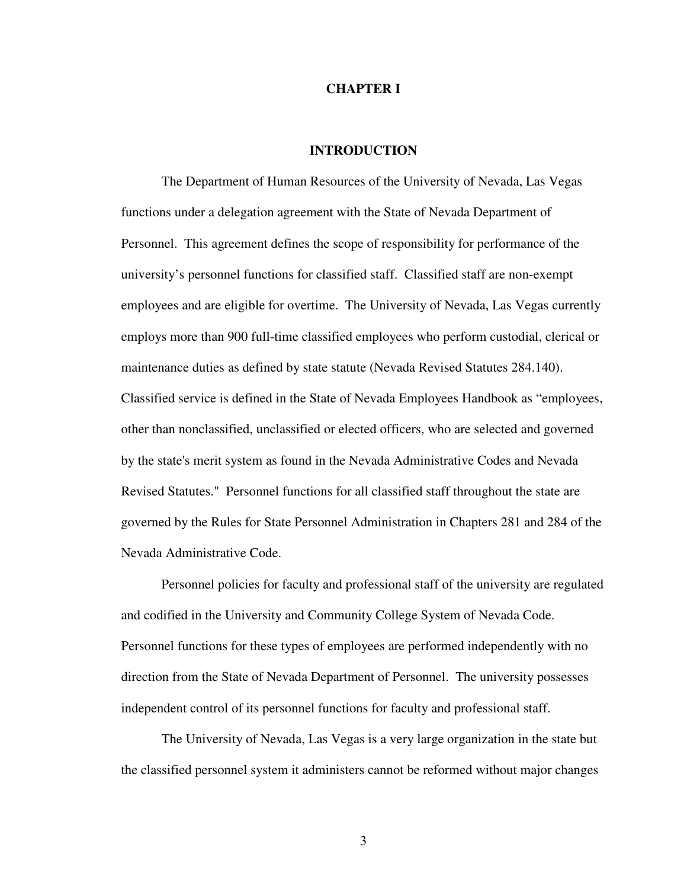# CHAPTER I

## INTRODUCTION

The Department of Human Resources of the University of Nevada, Las Vegas functions under a delegation agreement with the State of Nevada Department of Personnel. This agreement defines the scope of responsibility for performance of the university's personnel functions for classified staff. Classified staff are non-exempt employees and are eligible for overtime. The University of Nevada, Las Vegas currently employs more than 900 full-time classified employees who perform custodial, clerical or maintenance duties as defined by state statute (Nevada Revised Statutes 284.140). Classified service is defined in the State of Nevada Employees Handbook as "employees, other than nonclassified, unclassified or elected officers, who are selected and governed by the state's merit system as found in the Nevada Administrative Codes and Nevada Revised Statutes." Personnel functions for all classified staff throughout the state are governed by the Rules for State Personnel Administration in Chapters 281 and 284 of the Nevada Administrative Code.

Personnel policies for faculty and professional staff of the university are regulated and codified in the University and Community College System of Nevada Code. Personnel functions for these types of employees are performed independently with no direction from the State of Nevada Department of Personnel. The university possesses independent control of its personnel functions for faculty and professional staff.

The University of Nevada, Las Vegas is a very large organization in the state but the classified personnel system it administers cannot be reformed without major changes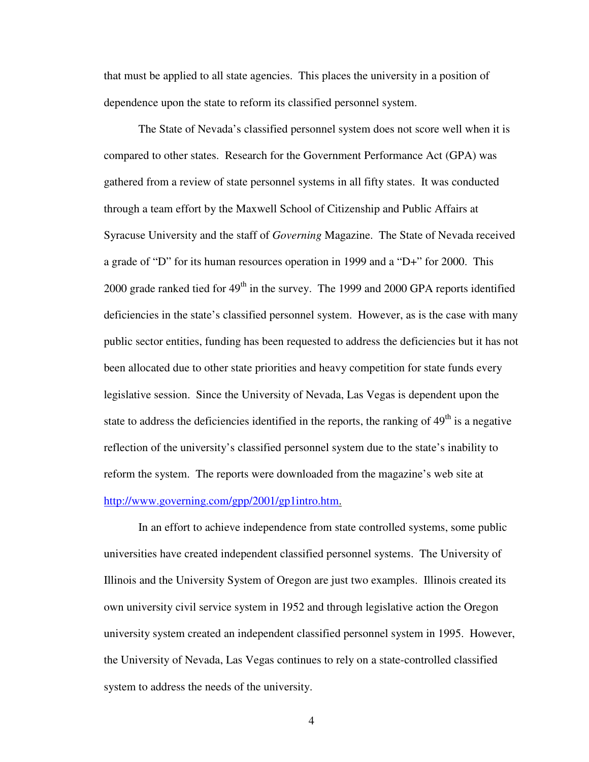that must be applied to all state agencies. This places the university in a position of dependence upon the state to reform its classified personnel system.

The State of Nevada's classified personnel system does not score well when it is compared to other states. Research for the Government Performance Act (GPA) was gathered from a review of state personnel systems in all fifty states. It was conducted through a team effort by the Maxwell School of Citizenship and Public Affairs at Syracuse University and the staff of *Governing* Magazine. The State of Nevada received a grade of "D" for its human resources operation in 1999 and a "D+" for 2000. This 2000 grade ranked tied for 49th in the survey. The 1999 and 2000 GPA reports identified deficiencies in the state's classified personnel system. However, as is the case with many public sector entities, funding has been requested to address the deficiencies but it has not been allocated due to other state priorities and heavy competition for state funds every legislative session. Since the University of Nevada, Las Vegas is dependent upon the state to address the deficiencies identified in the reports, the ranking of 49th is a negative reflection of the university's classified personnel system due to the state's inability to reform the system. The reports were downloaded from the magazine's web site at http://www.governing.com/gpp/2001/gp1intro.htm.

In an effort to achieve independence from state controlled systems, some public universities have created independent classified personnel systems. The University of Illinois and the University System of Oregon are just two examples. Illinois created its own university civil service system in 1952 and through legislative action the Oregon university system created an independent classified personnel system in 1995. However, the University of Nevada, Las Vegas continues to rely on a state-controlled classified system to address the needs of the university.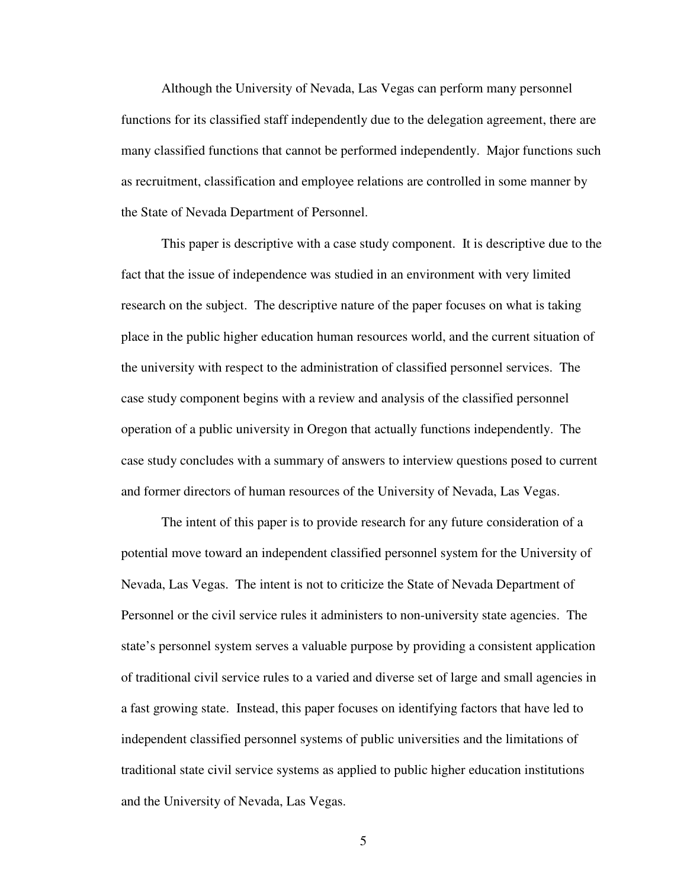Although the University of Nevada, Las Vegas can perform many personnel functions for its classified staff independently due to the delegation agreement, there are many classified functions that cannot be performed independently. Major functions such as recruitment, classification and employee relations are controlled in some manner by the State of Nevada Department of Personnel.

This paper is descriptive with a case study component. It is descriptive due to the fact that the issue of independence was studied in an environment with very limited research on the subject. The descriptive nature of the paper focuses on what is taking place in the public higher education human resources world, and the current situation of the university with respect to the administration of classified personnel services. The case study component begins with a review and analysis of the classified personnel operation of a public university in Oregon that actually functions independently. The case study concludes with a summary of answers to interview questions posed to current and former directors of human resources of the University of Nevada, Las Vegas.

The intent of this paper is to provide research for any future consideration of a potential move toward an independent classified personnel system for the University of Nevada, Las Vegas. The intent is not to criticize the State of Nevada Department of Personnel or the civil service rules it administers to non-university state agencies. The state's personnel system serves a valuable purpose by providing a consistent application of traditional civil service rules to a varied and diverse set of large and small agencies in a fast growing state. Instead, this paper focuses on identifying factors that have led to independent classified personnel systems of public universities and the limitations of traditional state civil service systems as applied to public higher education institutions and the University of Nevada, Las Vegas.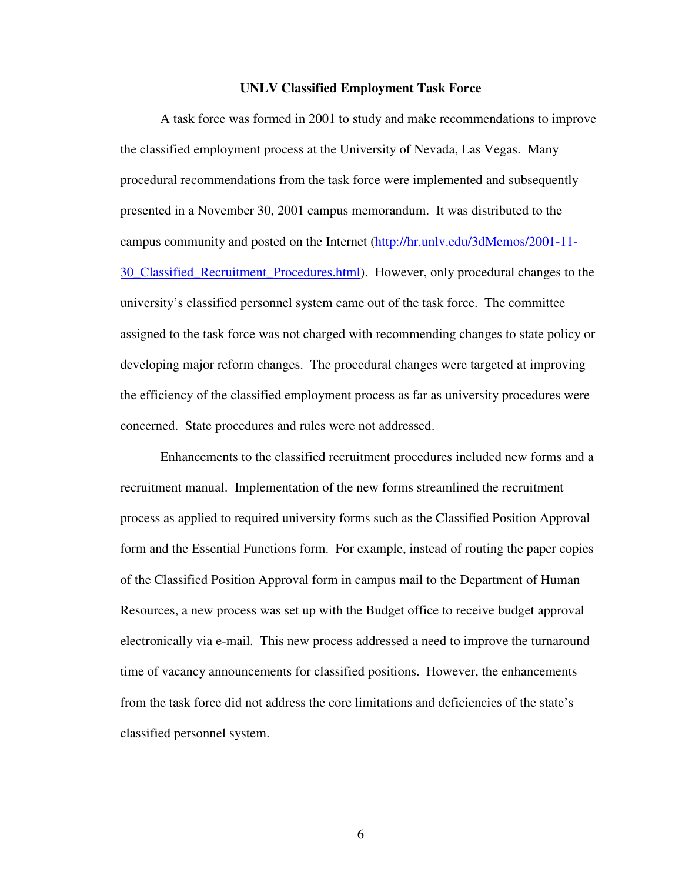## UNLV Classified Employment Task Force

A task force was formed in 2001 to study and make recommendations to improve the classified employment process at the University of Nevada, Las Vegas. Many procedural recommendations from the task force were implemented and subsequently presented in a November 30, 2001 campus memorandum. It was distributed to the campus community and posted on the Internet (http://hr.unlv.edu/3dMemos/2001-11-30_Classified_Recruitment_Procedures.html). However, only procedural changes to the university's classified personnel system came out of the task force. The committee assigned to the task force was not charged with recommending changes to state policy or developing major reform changes. The procedural changes were targeted at improving the efficiency of the classified employment process as far as university procedures were concerned. State procedures and rules were not addressed.

Enhancements to the classified recruitment procedures included new forms and a recruitment manual. Implementation of the new forms streamlined the recruitment process as applied to required university forms such as the Classified Position Approval form and the Essential Functions form. For example, instead of routing the paper copies of the Classified Position Approval form in campus mail to the Department of Human Resources, a new process was set up with the Budget office to receive budget approval electronically via e-mail. This new process addressed a need to improve the turnaround time of vacancy announcements for classified positions. However, the enhancements from the task force did not address the core limitations and deficiencies of the state's classified personnel system.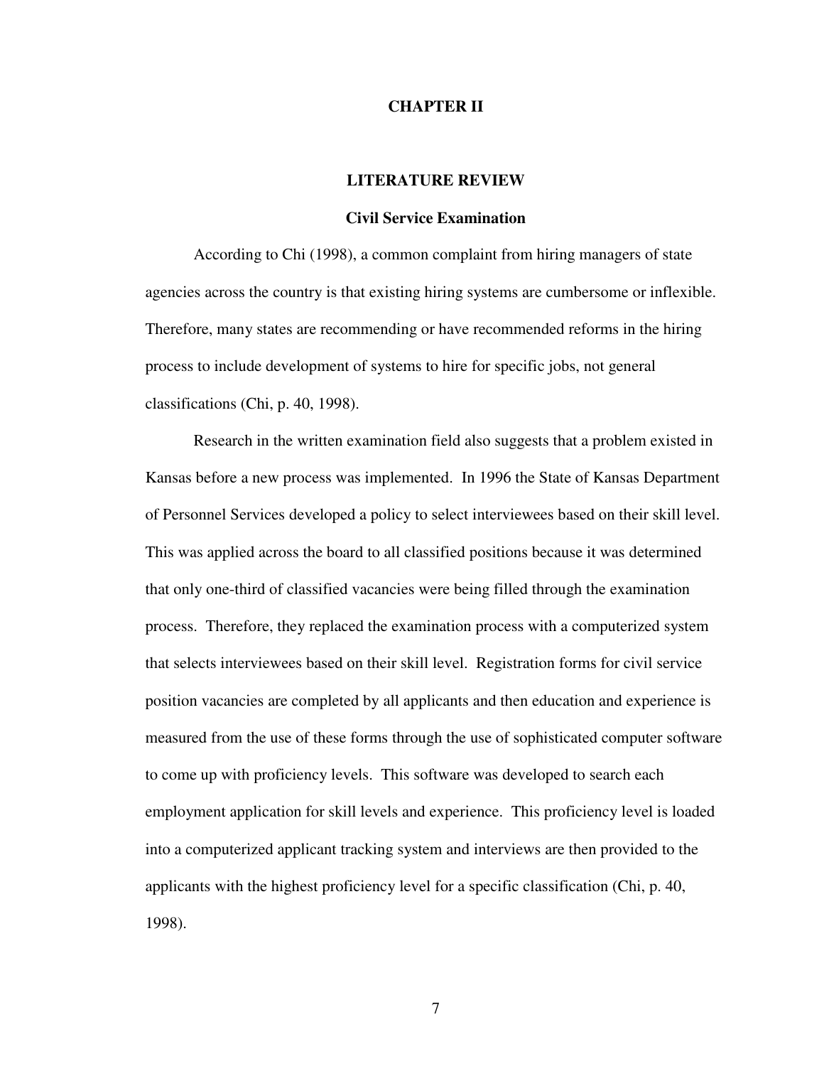# CHAPTER II

## LITERATURE REVIEW

### Civil Service Examination

According to Chi (1998), a common complaint from hiring managers of state agencies across the country is that existing hiring systems are cumbersome or inflexible. Therefore, many states are recommending or have recommended reforms in the hiring process to include development of systems to hire for specific jobs, not general classifications (Chi, p. 40, 1998).

Research in the written examination field also suggests that a problem existed in Kansas before a new process was implemented. In 1996 the State of Kansas Department of Personnel Services developed a policy to select interviewees based on their skill level. This was applied across the board to all classified positions because it was determined that only one-third of classified vacancies were being filled through the examination process. Therefore, they replaced the examination process with a computerized system that selects interviewees based on their skill level. Registration forms for civil service position vacancies are completed by all applicants and then education and experience is measured from the use of these forms through the use of sophisticated computer software to come up with proficiency levels. This software was developed to search each employment application for skill levels and experience. This proficiency level is loaded into a computerized applicant tracking system and interviews are then provided to the applicants with the highest proficiency level for a specific classification (Chi, p. 40, 1998).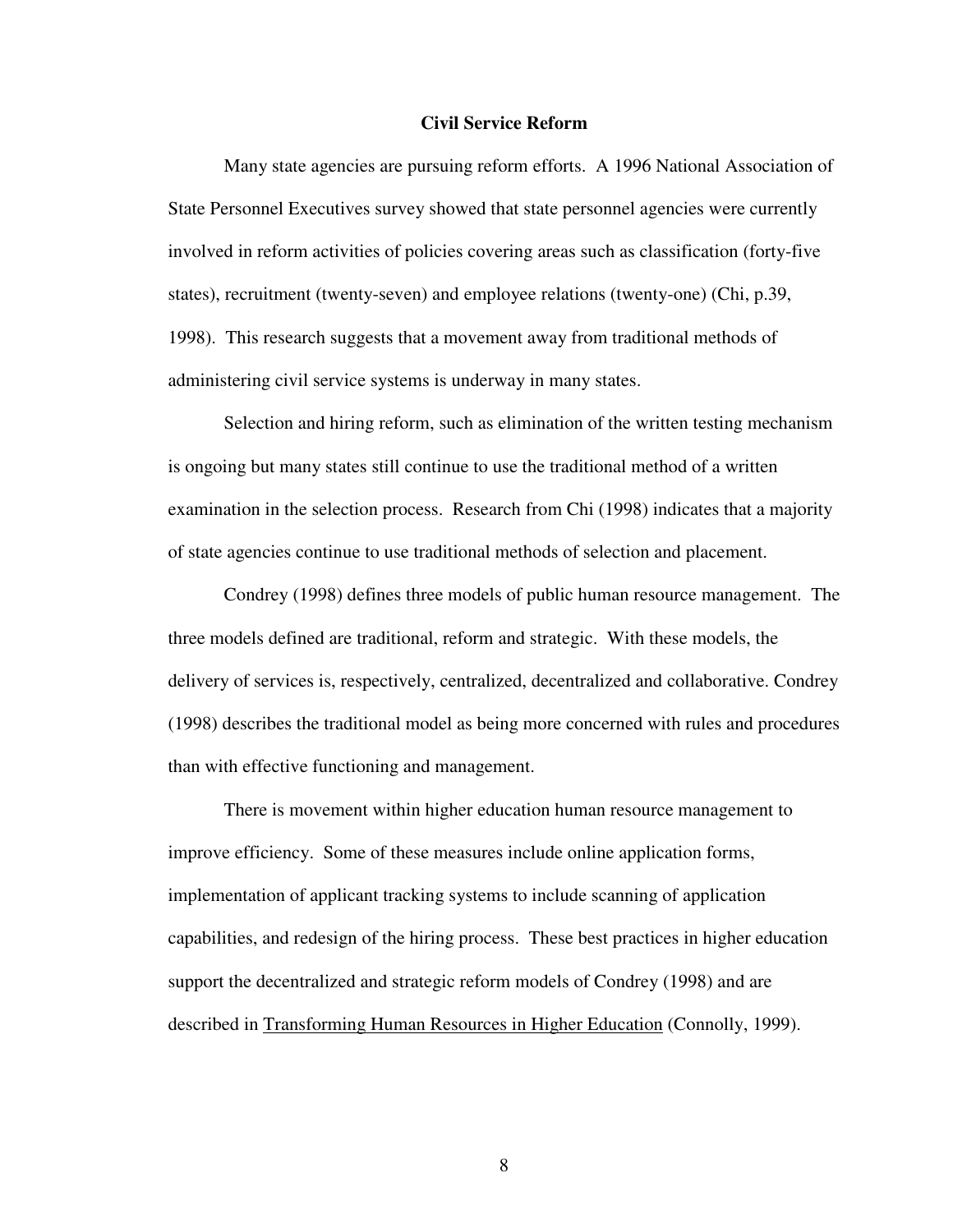## Civil Service Reform

Many state agencies are pursuing reform efforts. A 1996 National Association of State Personnel Executives survey showed that state personnel agencies were currently involved in reform activities of policies covering areas such as classification (forty-five states), recruitment (twenty-seven) and employee relations (twenty-one) (Chi, p.39, 1998). This research suggests that a movement away from traditional methods of administering civil service systems is underway in many states.

Selection and hiring reform, such as elimination of the written testing mechanism is ongoing but many states still continue to use the traditional method of a written examination in the selection process. Research from Chi (1998) indicates that a majority of state agencies continue to use traditional methods of selection and placement.

Condrey (1998) defines three models of public human resource management. The three models defined are traditional, reform and strategic. With these models, the delivery of services is, respectively, centralized, decentralized and collaborative. Condrey (1998) describes the traditional model as being more concerned with rules and procedures than with effective functioning and management.

There is movement within higher education human resource management to improve efficiency. Some of these measures include online application forms, implementation of applicant tracking systems to include scanning of application capabilities, and redesign of the hiring process. These best practices in higher education support the decentralized and strategic reform models of Condrey (1998) and are described in <u>Transforming Human Resources in Higher Education</u> (Connolly, 1999).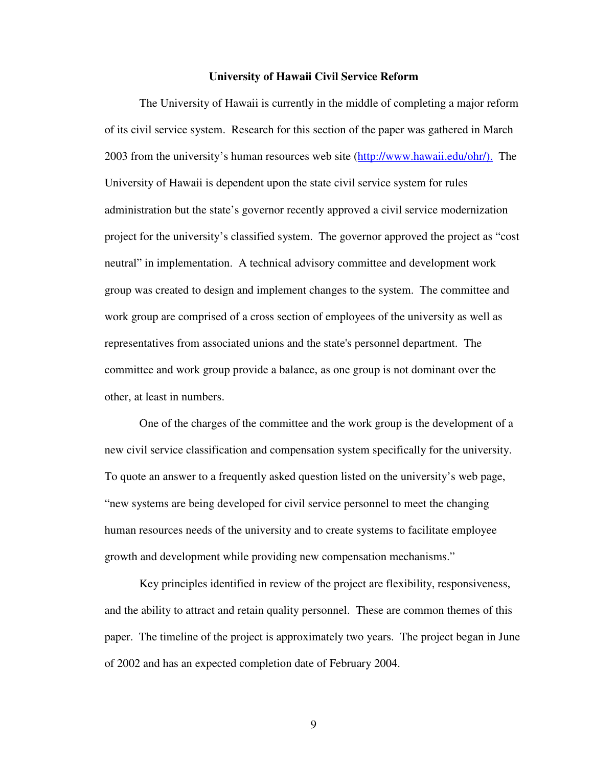## University of Hawaii Civil Service Reform

The University of Hawaii is currently in the middle of completing a major reform of its civil service system. Research for this section of the paper was gathered in March 2003 from the university's human resources web site (http://www.hawaii.edu/ohr/). The University of Hawaii is dependent upon the state civil service system for rules administration but the state's governor recently approved a civil service modernization project for the university's classified system. The governor approved the project as "cost neutral" in implementation. A technical advisory committee and development work group was created to design and implement changes to the system. The committee and work group are comprised of a cross section of employees of the university as well as representatives from associated unions and the state's personnel department. The committee and work group provide a balance, as one group is not dominant over the other, at least in numbers.

One of the charges of the committee and the work group is the development of a new civil service classification and compensation system specifically for the university. To quote an answer to a frequently asked question listed on the university's web page, "new systems are being developed for civil service personnel to meet the changing human resources needs of the university and to create systems to facilitate employee growth and development while providing new compensation mechanisms."

Key principles identified in review of the project are flexibility, responsiveness, and the ability to attract and retain quality personnel. These are common themes of this paper. The timeline of the project is approximately two years. The project began in June of 2002 and has an expected completion date of February 2004.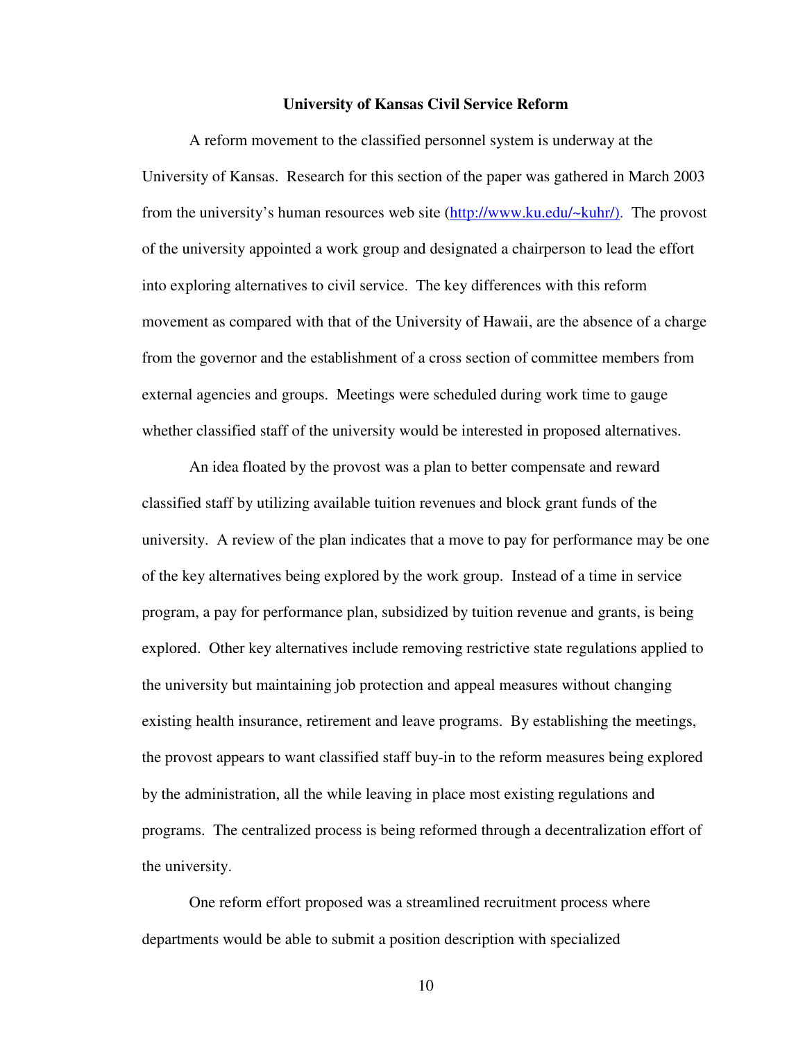## University of Kansas Civil Service Reform

A reform movement to the classified personnel system is underway at the University of Kansas. Research for this section of the paper was gathered in March 2003 from the university's human resources web site (http://www.ku.edu/~kuhr/). The provost of the university appointed a work group and designated a chairperson to lead the effort into exploring alternatives to civil service. The key differences with this reform movement as compared with that of the University of Hawaii, are the absence of a charge from the governor and the establishment of a cross section of committee members from external agencies and groups. Meetings were scheduled during work time to gauge whether classified staff of the university would be interested in proposed alternatives.

An idea floated by the provost was a plan to better compensate and reward classified staff by utilizing available tuition revenues and block grant funds of the university. A review of the plan indicates that a move to pay for performance may be one of the key alternatives being explored by the work group. Instead of a time in service program, a pay for performance plan, subsidized by tuition revenue and grants, is being explored. Other key alternatives include removing restrictive state regulations applied to the university but maintaining job protection and appeal measures without changing existing health insurance, retirement and leave programs. By establishing the meetings, the provost appears to want classified staff buy-in to the reform measures being explored by the administration, all the while leaving in place most existing regulations and programs. The centralized process is being reformed through a decentralization effort of the university.

One reform effort proposed was a streamlined recruitment process where departments would be able to submit a position description with specialized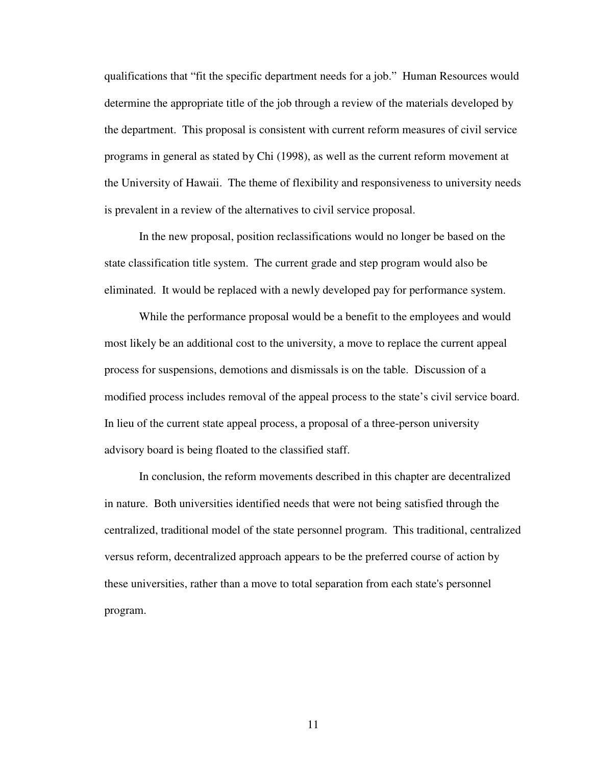qualifications that "fit the specific department needs for a job." Human Resources would determine the appropriate title of the job through a review of the materials developed by the department. This proposal is consistent with current reform measures of civil service programs in general as stated by Chi (1998), as well as the current reform movement at the University of Hawaii. The theme of flexibility and responsiveness to university needs is prevalent in a review of the alternatives to civil service proposal.

In the new proposal, position reclassifications would no longer be based on the state classification title system. The current grade and step program would also be eliminated. It would be replaced with a newly developed pay for performance system.

While the performance proposal would be a benefit to the employees and would most likely be an additional cost to the university, a move to replace the current appeal process for suspensions, demotions and dismissals is on the table. Discussion of a modified process includes removal of the appeal process to the state's civil service board. In lieu of the current state appeal process, a proposal of a three-person university advisory board is being floated to the classified staff.

In conclusion, the reform movements described in this chapter are decentralized in nature. Both universities identified needs that were not being satisfied through the centralized, traditional model of the state personnel program. This traditional, centralized versus reform, decentralized approach appears to be the preferred course of action by these universities, rather than a move to total separation from each state's personnel program.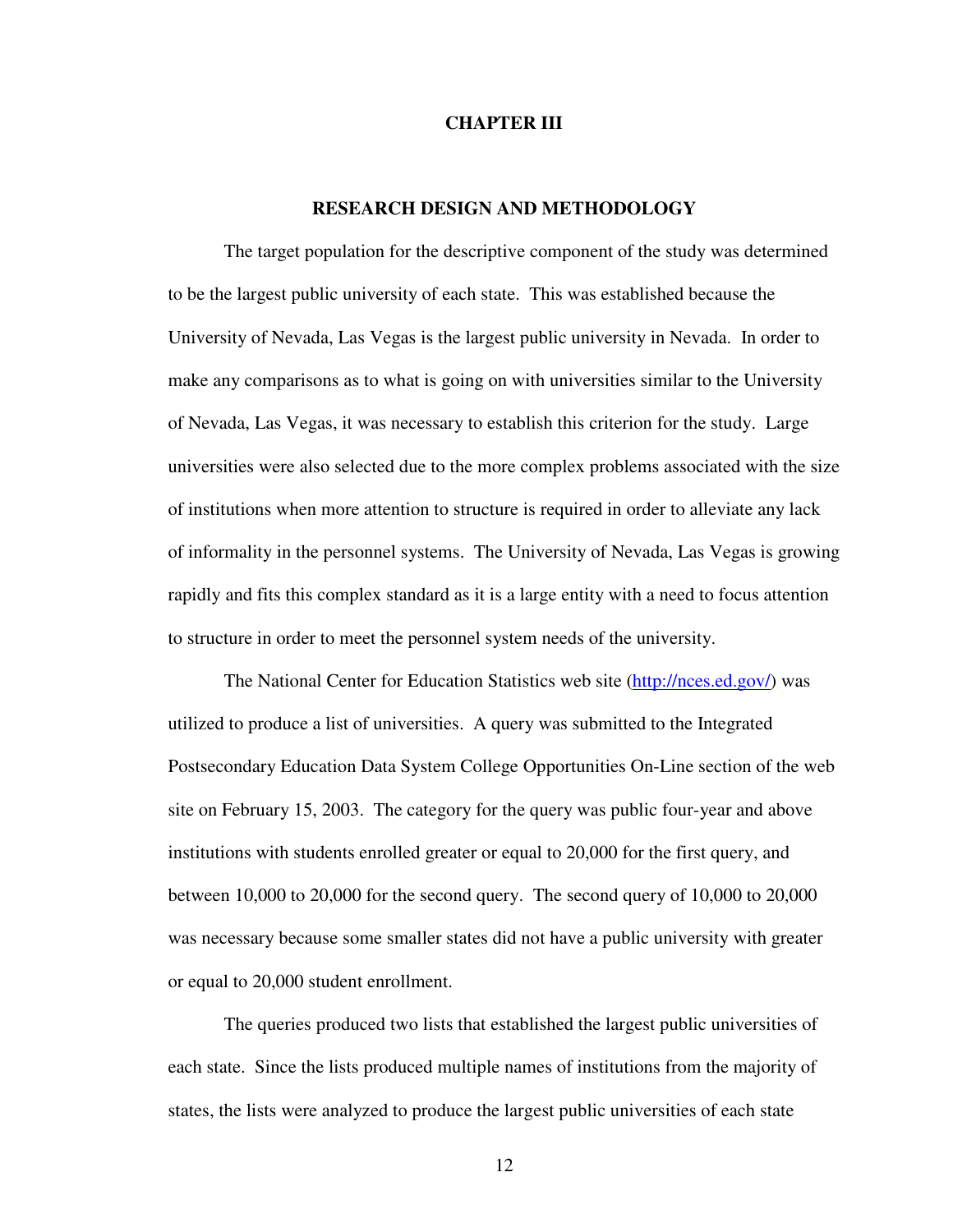# CHAPTER III

## RESEARCH DESIGN AND METHODOLOGY

The target population for the descriptive component of the study was determined to be the largest public university of each state. This was established because the University of Nevada, Las Vegas is the largest public university in Nevada. In order to make any comparisons as to what is going on with universities similar to the University of Nevada, Las Vegas, it was necessary to establish this criterion for the study. Large universities were also selected due to the more complex problems associated with the size of institutions when more attention to structure is required in order to alleviate any lack of informality in the personnel systems. The University of Nevada, Las Vegas is growing rapidly and fits this complex standard as it is a large entity with a need to focus attention to structure in order to meet the personnel system needs of the university.

The National Center for Education Statistics web site (http://nces.ed.gov/) was utilized to produce a list of universities. A query was submitted to the Integrated Postsecondary Education Data System College Opportunities On-Line section of the web site on February 15, 2003. The category for the query was public four-year and above institutions with students enrolled greater or equal to 20,000 for the first query, and between 10,000 to 20,000 for the second query. The second query of 10,000 to 20,000 was necessary because some smaller states did not have a public university with greater or equal to 20,000 student enrollment.

The queries produced two lists that established the largest public universities of each state. Since the lists produced multiple names of institutions from the majority of states, the lists were analyzed to produce the largest public universities of each state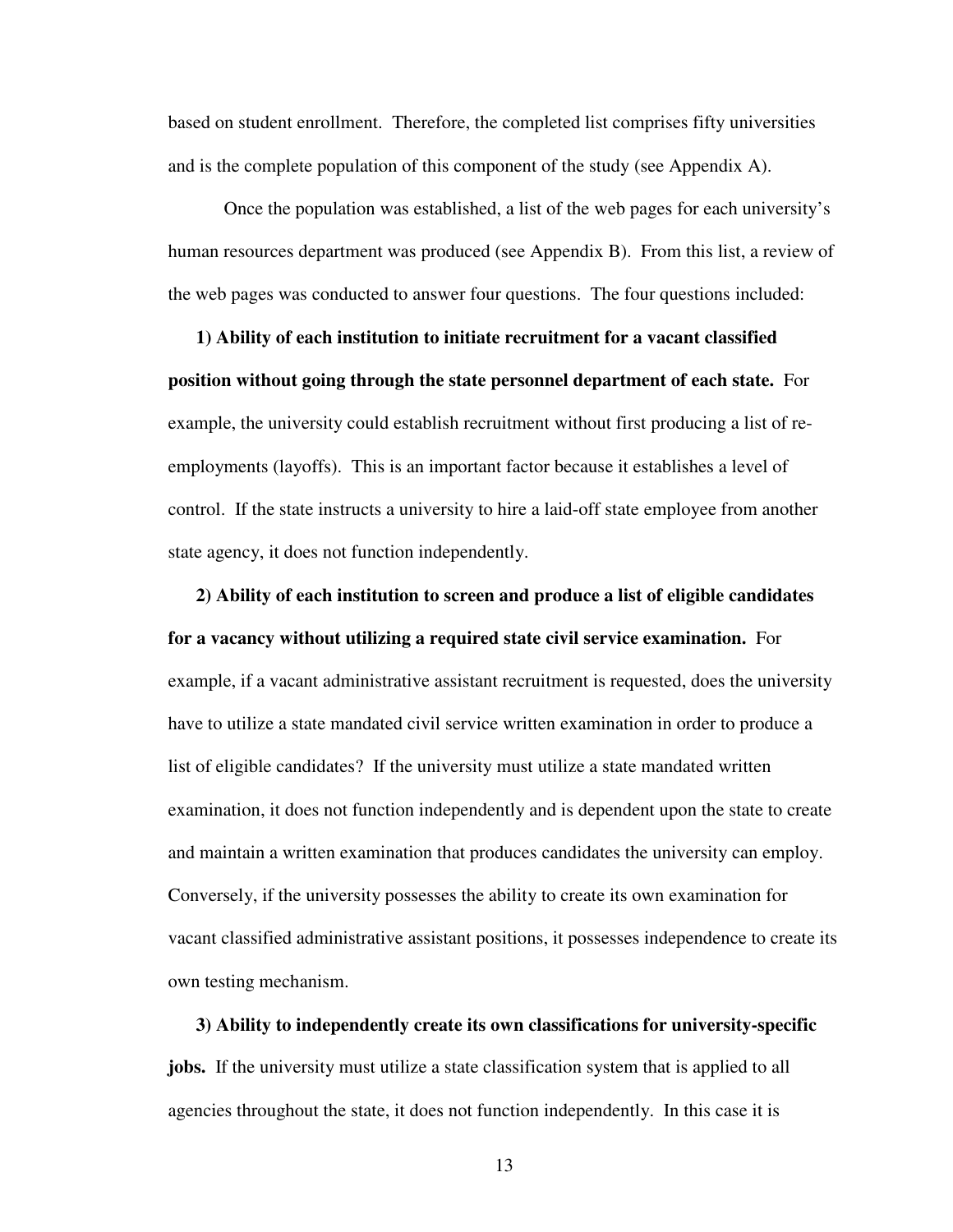based on student enrollment. Therefore, the completed list comprises fifty universities and is the complete population of this component of the study (see Appendix A).

Once the population was established, a list of the web pages for each university's human resources department was produced (see Appendix B). From this list, a review of the web pages was conducted to answer four questions. The four questions included:

**1) Ability of each institution to initiate recruitment for a vacant classified position without going through the state personnel department of each state.** For example, the university could establish recruitment without first producing a list of re-employments (layoffs). This is an important factor because it establishes a level of control. If the state instructs a university to hire a laid-off state employee from another state agency, it does not function independently.

**2) Ability of each institution to screen and produce a list of eligible candidates for a vacancy without utilizing a required state civil service examination.** For example, if a vacant administrative assistant recruitment is requested, does the university have to utilize a state mandated civil service written examination in order to produce a list of eligible candidates? If the university must utilize a state mandated written examination, it does not function independently and is dependent upon the state to create and maintain a written examination that produces candidates the university can employ. Conversely, if the university possesses the ability to create its own examination for vacant classified administrative assistant positions, it possesses independence to create its own testing mechanism.

**3) Ability to independently create its own classifications for university-specific jobs.** If the university must utilize a state classification system that is applied to all agencies throughout the state, it does not function independently. In this case it is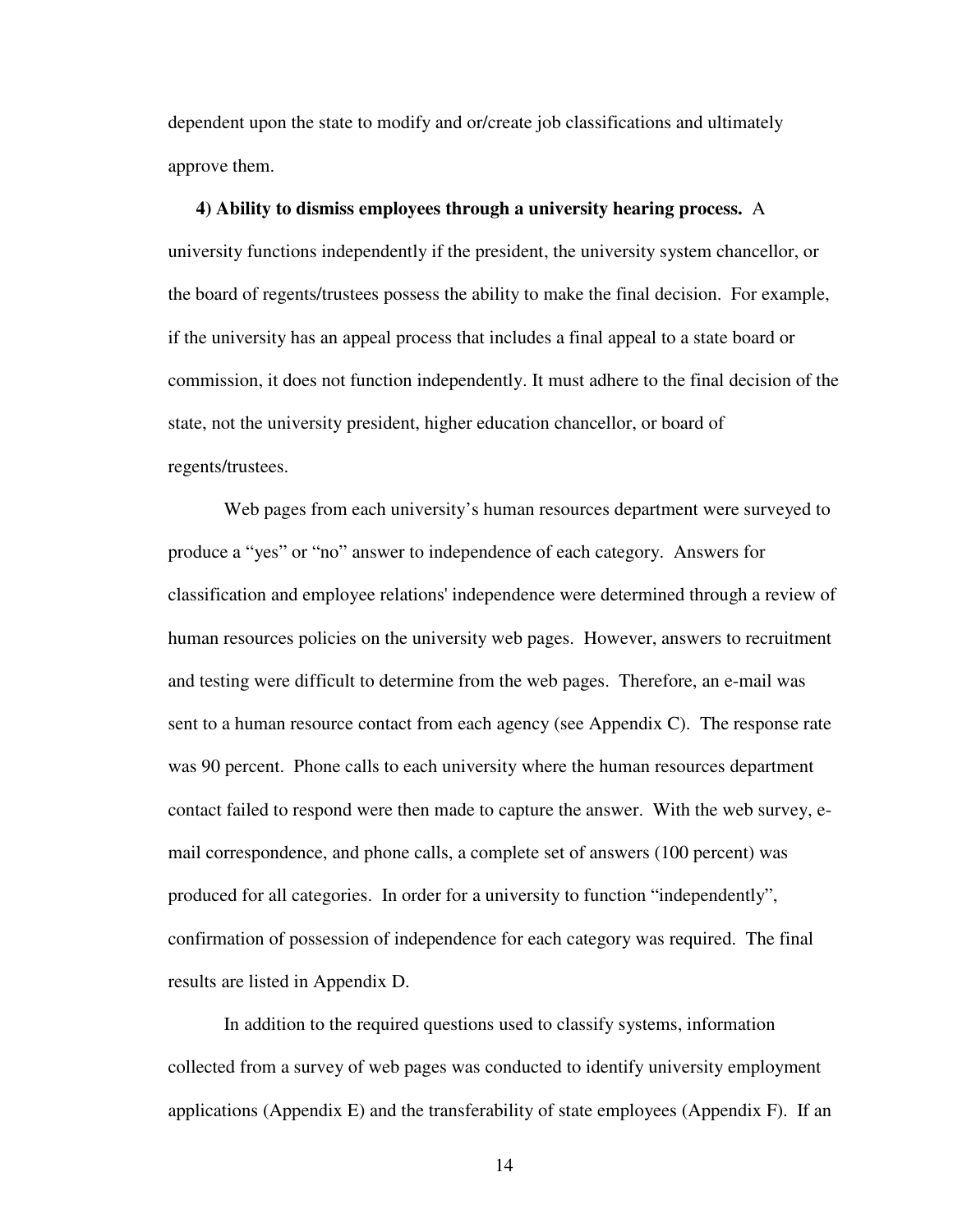dependent upon the state to modify and or/create job classifications and ultimately approve them.

**4) Ability to dismiss employees through a university hearing process.** A university functions independently if the president, the university system chancellor, or the board of regents/trustees possess the ability to make the final decision. For example, if the university has an appeal process that includes a final appeal to a state board or commission, it does not function independently. It must adhere to the final decision of the state, not the university president, higher education chancellor, or board of regents/trustees.

Web pages from each university's human resources department were surveyed to produce a "yes" or "no" answer to independence of each category. Answers for classification and employee relations' independence were determined through a review of human resources policies on the university web pages. However, answers to recruitment and testing were difficult to determine from the web pages. Therefore, an e-mail was sent to a human resource contact from each agency (see Appendix C). The response rate was 90 percent. Phone calls to each university where the human resources department contact failed to respond were then made to capture the answer. With the web survey, e-mail correspondence, and phone calls, a complete set of answers (100 percent) was produced for all categories. In order for a university to function "independently", confirmation of possession of independence for each category was required. The final results are listed in Appendix D.

In addition to the required questions used to classify systems, information collected from a survey of web pages was conducted to identify university employment applications (Appendix E) and the transferability of state employees (Appendix F). If an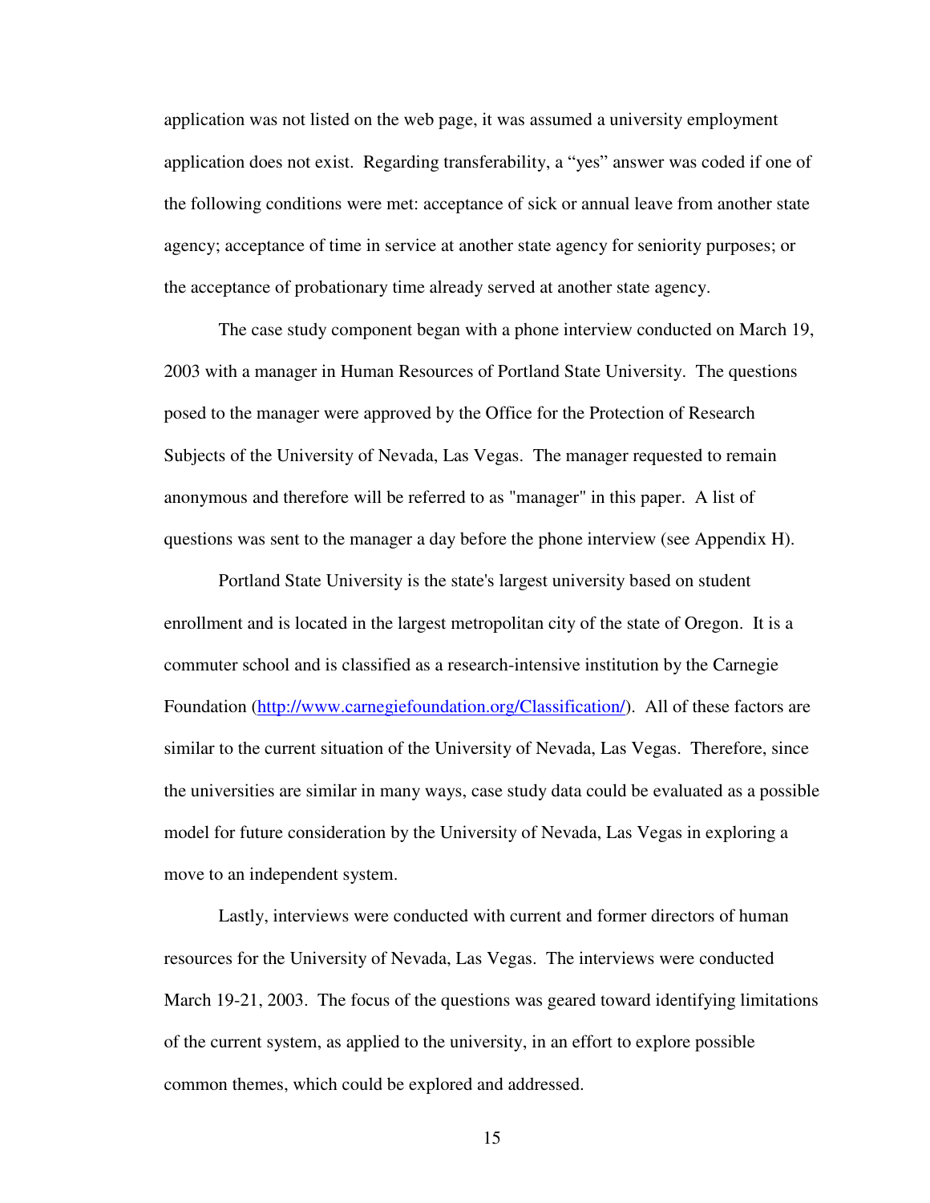application was not listed on the web page, it was assumed a university employment application does not exist. Regarding transferability, a "yes" answer was coded if one of the following conditions were met: acceptance of sick or annual leave from another state agency; acceptance of time in service at another state agency for seniority purposes; or the acceptance of probationary time already served at another state agency.

The case study component began with a phone interview conducted on March 19, 2003 with a manager in Human Resources of Portland State University. The questions posed to the manager were approved by the Office for the Protection of Research Subjects of the University of Nevada, Las Vegas. The manager requested to remain anonymous and therefore will be referred to as "manager" in this paper. A list of questions was sent to the manager a day before the phone interview (see Appendix H).

Portland State University is the state's largest university based on student enrollment and is located in the largest metropolitan city of the state of Oregon. It is a commuter school and is classified as a research-intensive institution by the Carnegie Foundation (http://www.carnegiefoundation.org/Classification/). All of these factors are similar to the current situation of the University of Nevada, Las Vegas. Therefore, since the universities are similar in many ways, case study data could be evaluated as a possible model for future consideration by the University of Nevada, Las Vegas in exploring a move to an independent system.

Lastly, interviews were conducted with current and former directors of human resources for the University of Nevada, Las Vegas. The interviews were conducted March 19-21, 2003. The focus of the questions was geared toward identifying limitations of the current system, as applied to the university, in an effort to explore possible common themes, which could be explored and addressed.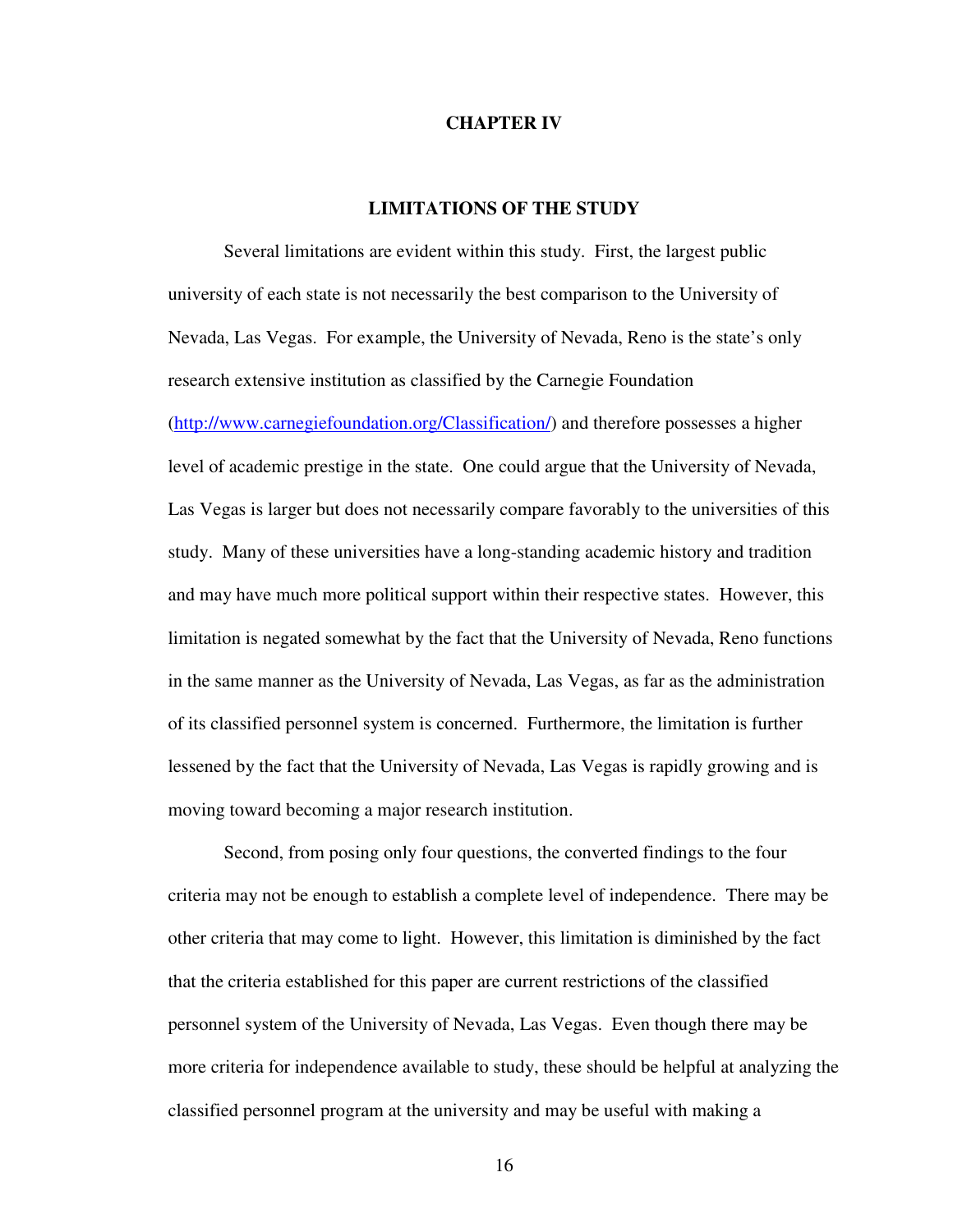# CHAPTER IV

## LIMITATIONS OF THE STUDY

Several limitations are evident within this study. First, the largest public university of each state is not necessarily the best comparison to the University of Nevada, Las Vegas. For example, the University of Nevada, Reno is the state's only research extensive institution as classified by the Carnegie Foundation (http://www.carnegiefoundation.org/Classification/) and therefore possesses a higher level of academic prestige in the state. One could argue that the University of Nevada, Las Vegas is larger but does not necessarily compare favorably to the universities of this study. Many of these universities have a long-standing academic history and tradition and may have much more political support within their respective states. However, this limitation is negated somewhat by the fact that the University of Nevada, Reno functions in the same manner as the University of Nevada, Las Vegas, as far as the administration of its classified personnel system is concerned. Furthermore, the limitation is further lessened by the fact that the University of Nevada, Las Vegas is rapidly growing and is moving toward becoming a major research institution.

Second, from posing only four questions, the converted findings to the four criteria may not be enough to establish a complete level of independence. There may be other criteria that may come to light. However, this limitation is diminished by the fact that the criteria established for this paper are current restrictions of the classified personnel system of the University of Nevada, Las Vegas. Even though there may be more criteria for independence available to study, these should be helpful at analyzing the classified personnel program at the university and may be useful with making a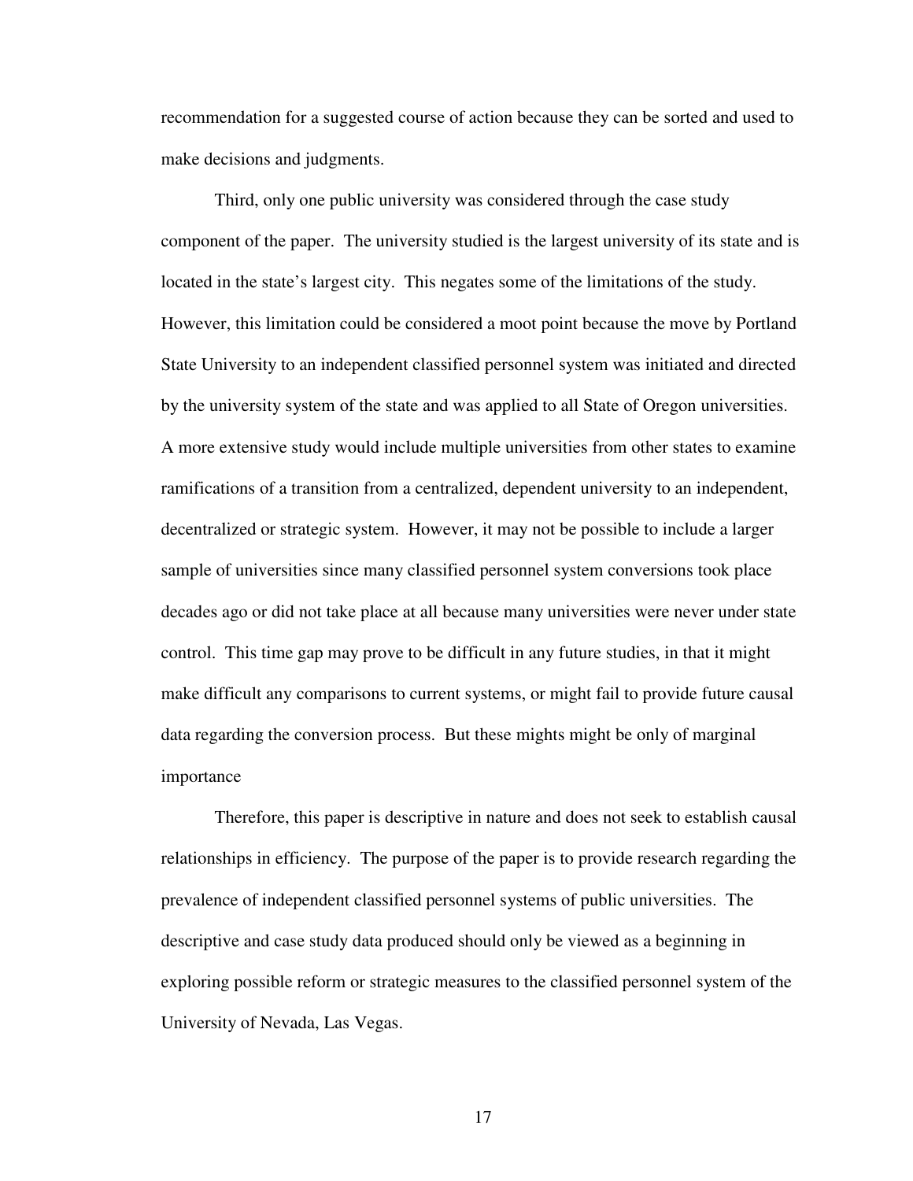recommendation for a suggested course of action because they can be sorted and used to make decisions and judgments.

Third, only one public university was considered through the case study component of the paper. The university studied is the largest university of its state and is located in the state's largest city. This negates some of the limitations of the study. However, this limitation could be considered a moot point because the move by Portland State University to an independent classified personnel system was initiated and directed by the university system of the state and was applied to all State of Oregon universities. A more extensive study would include multiple universities from other states to examine ramifications of a transition from a centralized, dependent university to an independent, decentralized or strategic system. However, it may not be possible to include a larger sample of universities since many classified personnel system conversions took place decades ago or did not take place at all because many universities were never under state control. This time gap may prove to be difficult in any future studies, in that it might make difficult any comparisons to current systems, or might fail to provide future causal data regarding the conversion process. But these mights might be only of marginal importance

Therefore, this paper is descriptive in nature and does not seek to establish causal relationships in efficiency. The purpose of the paper is to provide research regarding the prevalence of independent classified personnel systems of public universities. The descriptive and case study data produced should only be viewed as a beginning in exploring possible reform or strategic measures to the classified personnel system of the University of Nevada, Las Vegas.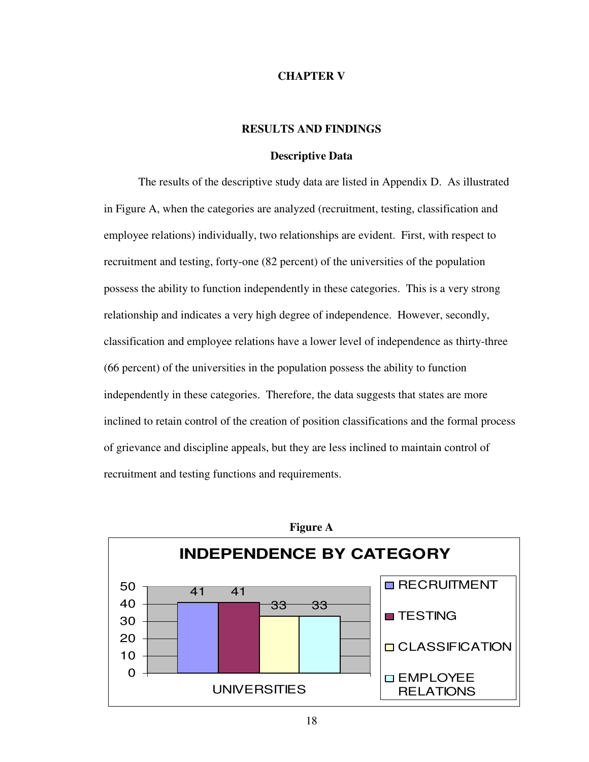# CHAPTER V

## RESULTS AND FINDINGS

### Descriptive Data

The results of the descriptive study data are listed in Appendix D. As illustrated in Figure A, when the categories are analyzed (recruitment, testing, classification and employee relations) individually, two relationships are evident. First, with respect to recruitment and testing, forty-one (82 percent) of the universities of the population possess the ability to function independently in these categories. This is a very strong relationship and indicates a very high degree of independence. However, secondly, classification and employee relations have a lower level of independence as thirty-three (66 percent) of the universities in the population possess the ability to function independently in these categories. Therefore, the data suggests that states are more inclined to retain control of the creation of position classifications and the formal process of grievance and discipline appeals, but they are less inclined to maintain control of recruitment and testing functions and requirements.

**Figure A**

INDEPENDENCE BY CATEGORY

| | RECRUITMENT | TESTING | CLASSIFICATION | EMPLOYEE RELATIONS |
|---|---|---|---|---|
| UNIVERSITIES | 41 | 41 | 33 | 33 |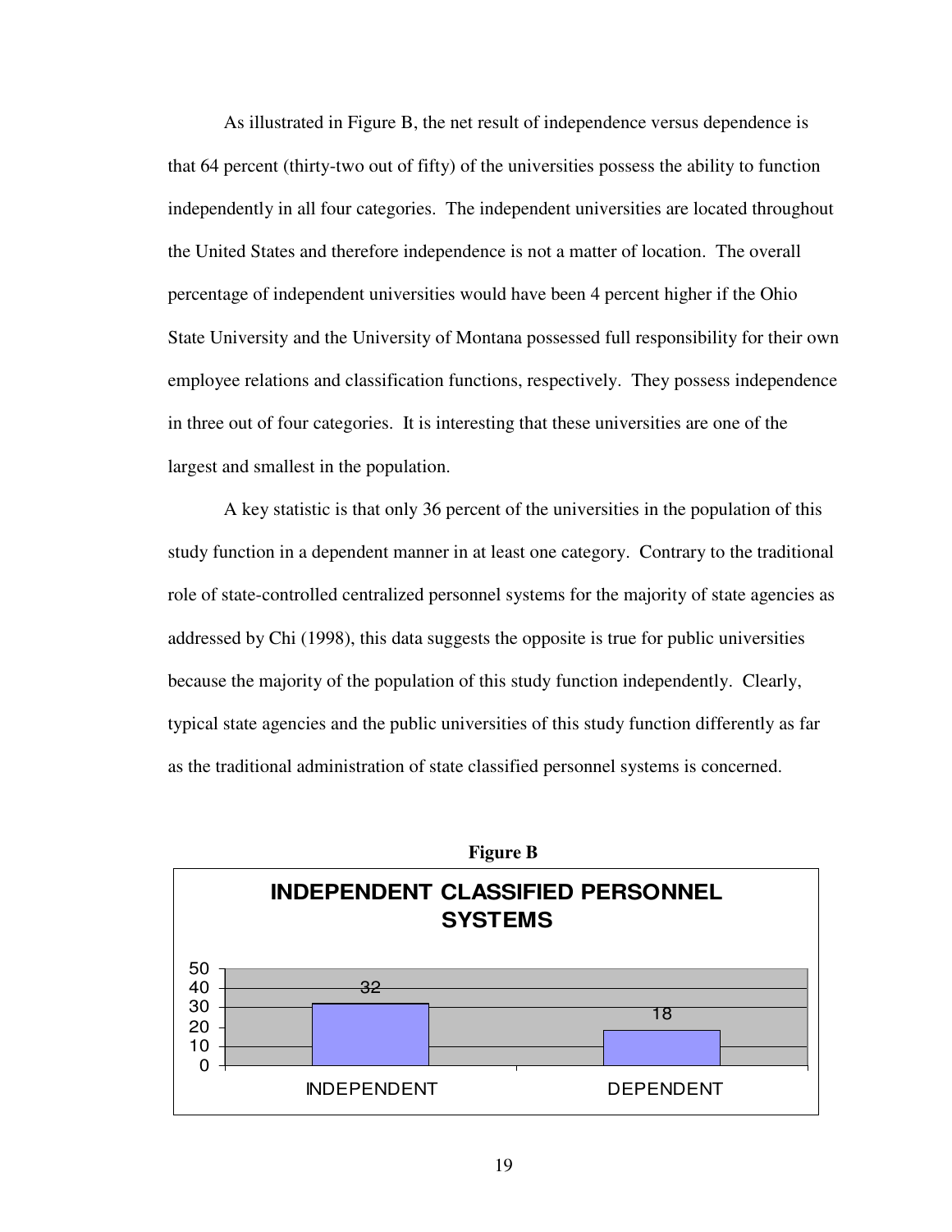As illustrated in Figure B, the net result of independence versus dependence is that 64 percent (thirty-two out of fifty) of the universities possess the ability to function independently in all four categories. The independent universities are located throughout the United States and therefore independence is not a matter of location. The overall percentage of independent universities would have been 4 percent higher if the Ohio State University and the University of Montana possessed full responsibility for their own employee relations and classification functions, respectively. They possess independence in three out of four categories. It is interesting that these universities are one of the largest and smallest in the population.

A key statistic is that only 36 percent of the universities in the population of this study function in a dependent manner in at least one category. Contrary to the traditional role of state-controlled centralized personnel systems for the majority of state agencies as addressed by Chi (1998), this data suggests the opposite is true for public universities because the majority of the population of this study function independently. Clearly, typical state agencies and the public universities of this study function differently as far as the traditional administration of state classified personnel systems is concerned.

**Figure B**

**INDEPENDENT CLASSIFIED PERSONNEL SYSTEMS**

| | INDEPENDENT | DEPENDENT |
|---|---|---|
| Count | 32 | 18 |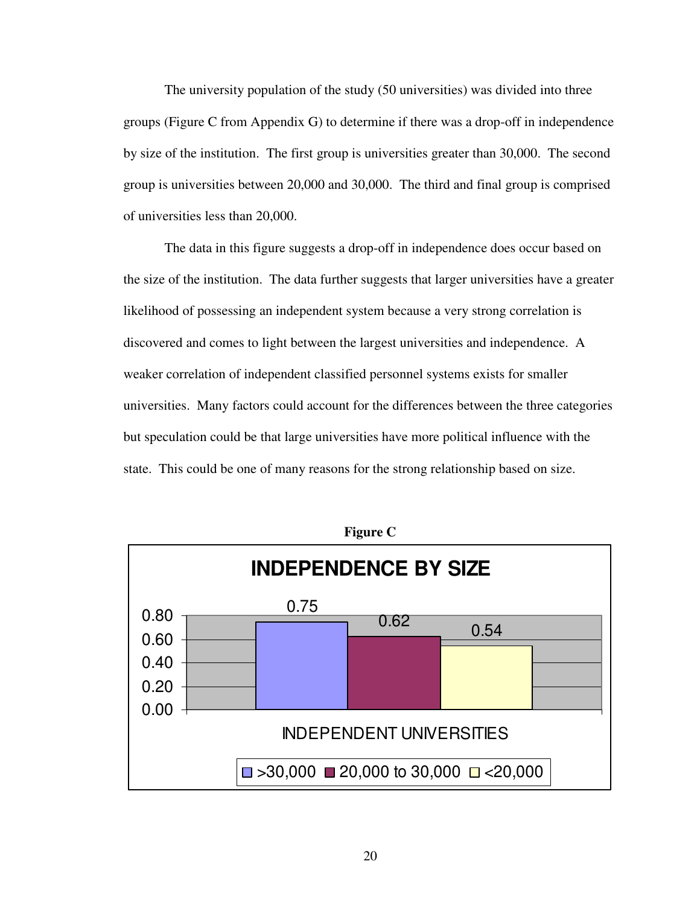The university population of the study (50 universities) was divided into three groups (Figure C from Appendix G) to determine if there was a drop-off in independence by size of the institution. The first group is universities greater than 30,000. The second group is universities between 20,000 and 30,000. The third and final group is comprised of universities less than 20,000.

The data in this figure suggests a drop-off in independence does occur based on the size of the institution. The data further suggests that larger universities have a greater likelihood of possessing an independent system because a very strong correlation is discovered and comes to light between the largest universities and independence. A weaker correlation of independent classified personnel systems exists for smaller universities. Many factors could account for the differences between the three categories but speculation could be that large universities have more political influence with the state. This could be one of many reasons for the strong relationship based on size.

**Figure C**

**INDEPENDENCE BY SIZE**

| INDEPENDENT UNIVERSITIES | >30,000 | 20,000 to 30,000 | <20,000 |
|---|---|---|---|
| | 0.75 | 0.62 | 0.54 |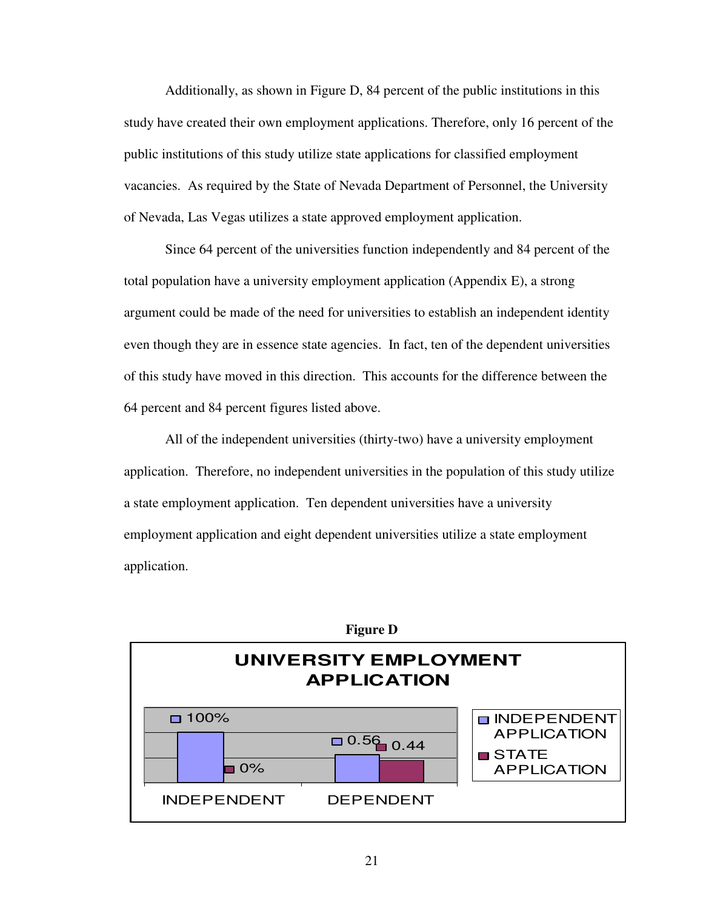Additionally, as shown in Figure D, 84 percent of the public institutions in this study have created their own employment applications. Therefore, only 16 percent of the public institutions of this study utilize state applications for classified employment vacancies. As required by the State of Nevada Department of Personnel, the University of Nevada, Las Vegas utilizes a state approved employment application.

Since 64 percent of the universities function independently and 84 percent of the total population have a university employment application (Appendix E), a strong argument could be made of the need for universities to establish an independent identity even though they are in essence state agencies. In fact, ten of the dependent universities of this study have moved in this direction. This accounts for the difference between the 64 percent and 84 percent figures listed above.

All of the independent universities (thirty-two) have a university employment application. Therefore, no independent universities in the population of this study utilize a state employment application. Ten dependent universities have a university employment application and eight dependent universities utilize a state employment application.

**Figure D**

UNIVERSITY EMPLOYMENT APPLICATION

| | INDEPENDENT APPLICATION | STATE APPLICATION |
|---|---|---|
| INDEPENDENT | 100% | 0% |
| DEPENDENT | 0.56 | 0.44 |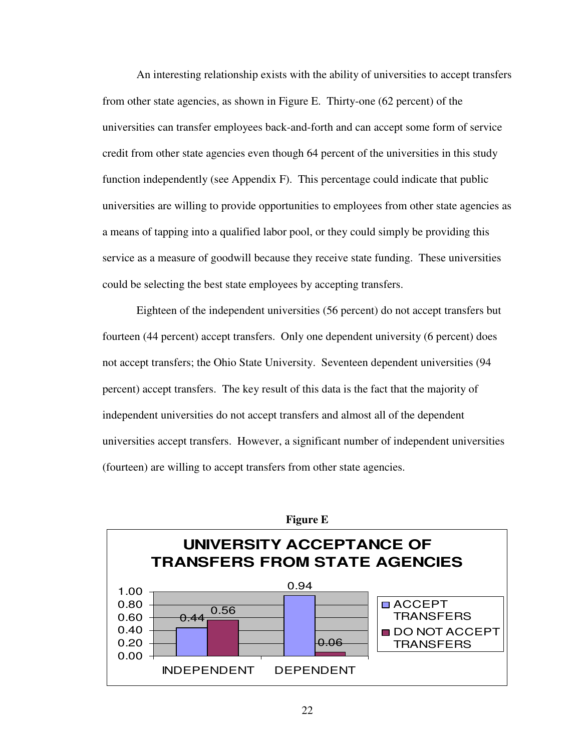An interesting relationship exists with the ability of universities to accept transfers from other state agencies, as shown in Figure E. Thirty-one (62 percent) of the universities can transfer employees back-and-forth and can accept some form of service credit from other state agencies even though 64 percent of the universities in this study function independently (see Appendix F). This percentage could indicate that public universities are willing to provide opportunities to employees from other state agencies as a means of tapping into a qualified labor pool, or they could simply be providing this service as a measure of goodwill because they receive state funding. These universities could be selecting the best state employees by accepting transfers.

Eighteen of the independent universities (56 percent) do not accept transfers but fourteen (44 percent) accept transfers. Only one dependent university (6 percent) does not accept transfers; the Ohio State University. Seventeen dependent universities (94 percent) accept transfers. The key result of this data is the fact that the majority of independent universities do not accept transfers and almost all of the dependent universities accept transfers. However, a significant number of independent universities (fourteen) are willing to accept transfers from other state agencies.

**Figure E**

**UNIVERSITY ACCEPTANCE OF TRANSFERS FROM STATE AGENCIES**

| | ACCEPT TRANSFERS | DO NOT ACCEPT TRANSFERS |
|---|---|---|
| INDEPENDENT | 0.44 | 0.56 |
| DEPENDENT | 0.94 | 0.06 |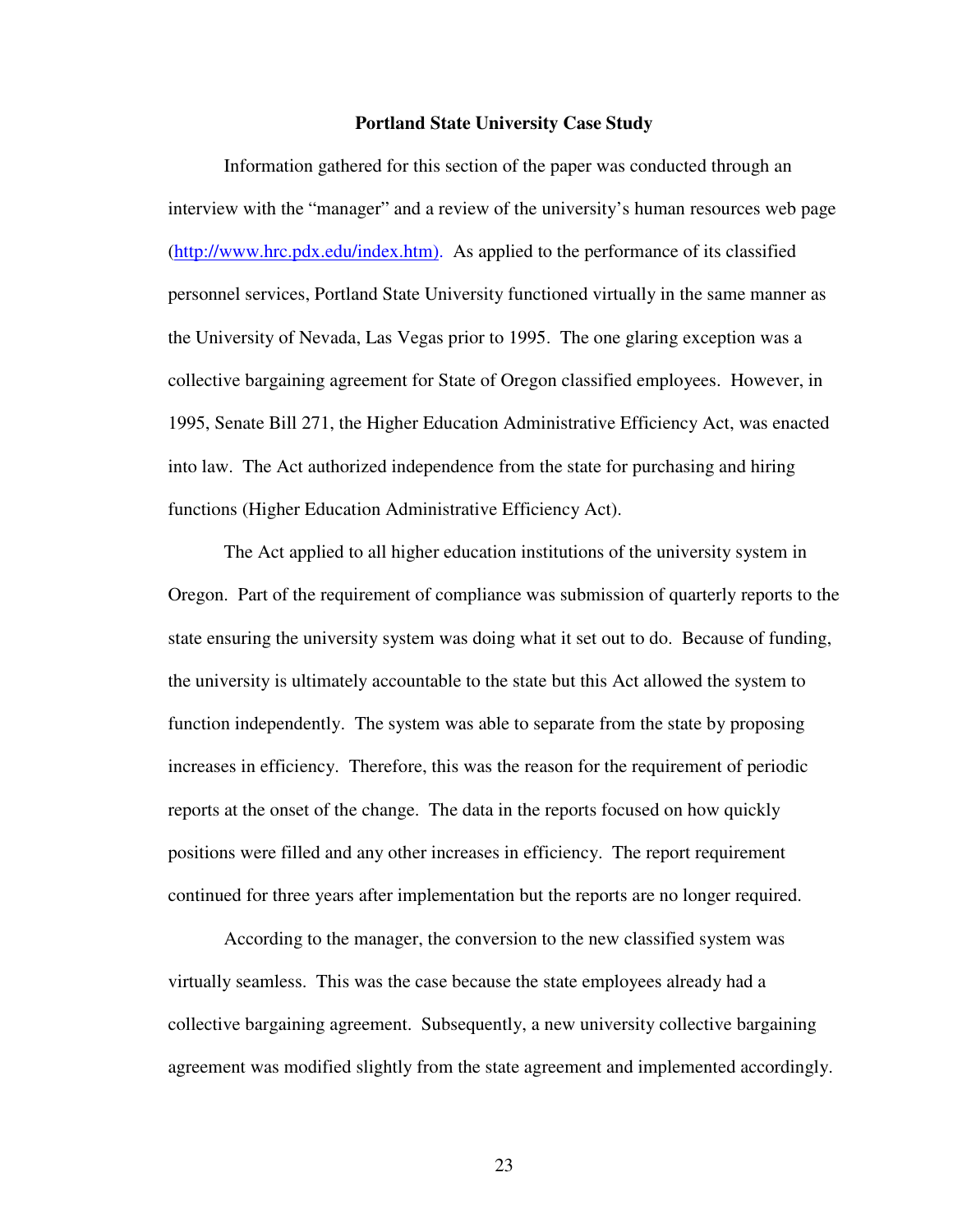## Portland State University Case Study

Information gathered for this section of the paper was conducted through an interview with the "manager" and a review of the university's human resources web page (http://www.hrc.pdx.edu/index.htm). As applied to the performance of its classified personnel services, Portland State University functioned virtually in the same manner as the University of Nevada, Las Vegas prior to 1995. The one glaring exception was a collective bargaining agreement for State of Oregon classified employees. However, in 1995, Senate Bill 271, the Higher Education Administrative Efficiency Act, was enacted into law. The Act authorized independence from the state for purchasing and hiring functions (Higher Education Administrative Efficiency Act).

The Act applied to all higher education institutions of the university system in Oregon. Part of the requirement of compliance was submission of quarterly reports to the state ensuring the university system was doing what it set out to do. Because of funding, the university is ultimately accountable to the state but this Act allowed the system to function independently. The system was able to separate from the state by proposing increases in efficiency. Therefore, this was the reason for the requirement of periodic reports at the onset of the change. The data in the reports focused on how quickly positions were filled and any other increases in efficiency. The report requirement continued for three years after implementation but the reports are no longer required.

According to the manager, the conversion to the new classified system was virtually seamless. This was the case because the state employees already had a collective bargaining agreement. Subsequently, a new university collective bargaining agreement was modified slightly from the state agreement and implemented accordingly.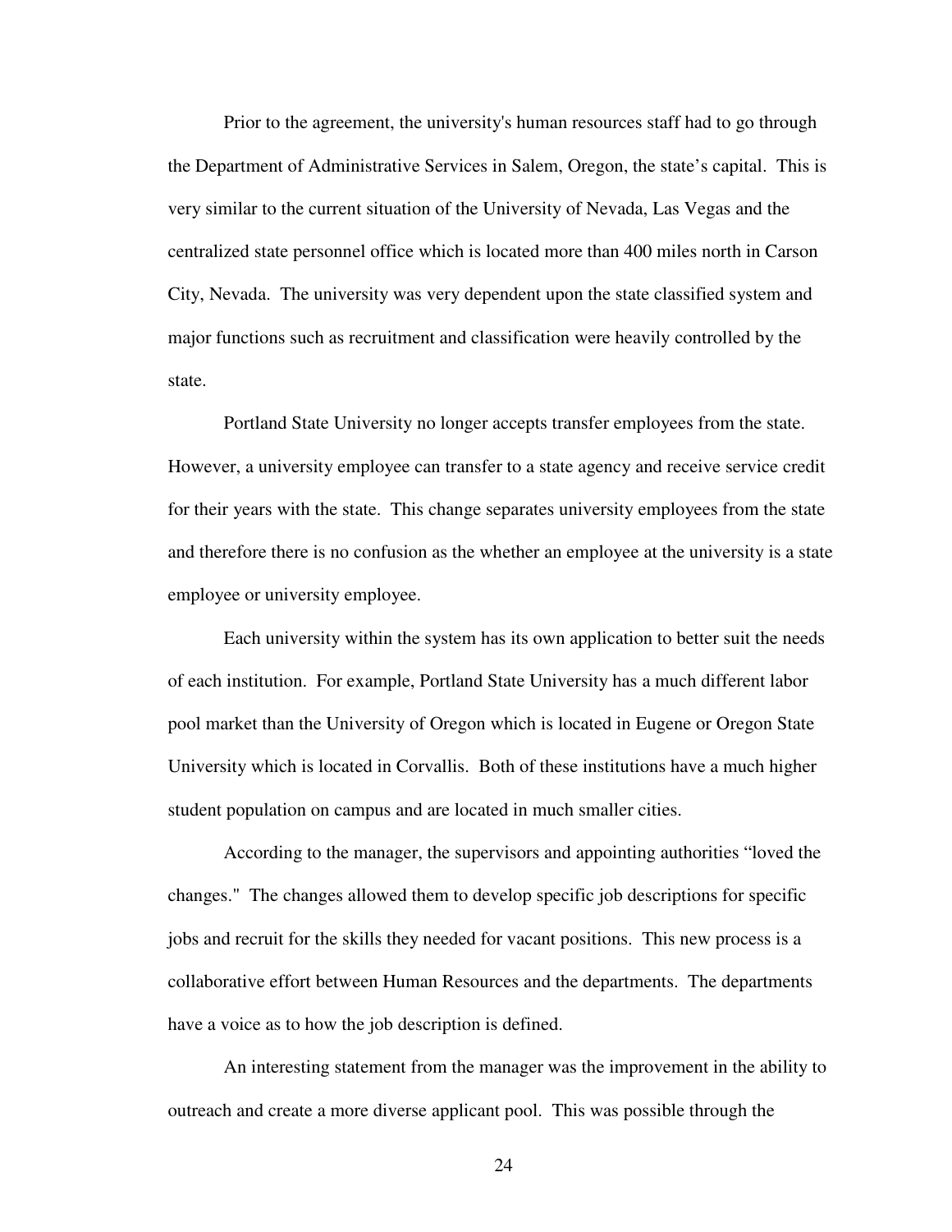Prior to the agreement, the university's human resources staff had to go through the Department of Administrative Services in Salem, Oregon, the state's capital. This is very similar to the current situation of the University of Nevada, Las Vegas and the centralized state personnel office which is located more than 400 miles north in Carson City, Nevada. The university was very dependent upon the state classified system and major functions such as recruitment and classification were heavily controlled by the state.

Portland State University no longer accepts transfer employees from the state. However, a university employee can transfer to a state agency and receive service credit for their years with the state. This change separates university employees from the state and therefore there is no confusion as the whether an employee at the university is a state employee or university employee.

Each university within the system has its own application to better suit the needs of each institution. For example, Portland State University has a much different labor pool market than the University of Oregon which is located in Eugene or Oregon State University which is located in Corvallis. Both of these institutions have a much higher student population on campus and are located in much smaller cities.

According to the manager, the supervisors and appointing authorities "loved the changes." The changes allowed them to develop specific job descriptions for specific jobs and recruit for the skills they needed for vacant positions. This new process is a collaborative effort between Human Resources and the departments. The departments have a voice as to how the job description is defined.

An interesting statement from the manager was the improvement in the ability to outreach and create a more diverse applicant pool. This was possible through the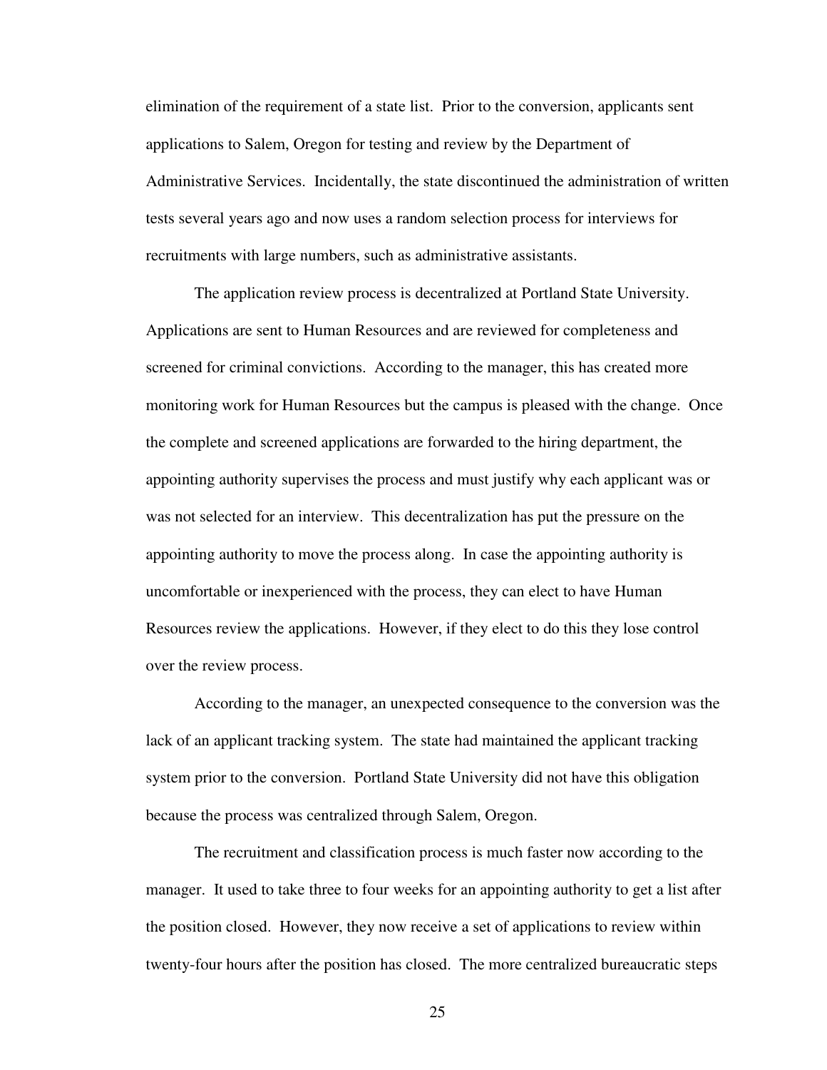elimination of the requirement of a state list. Prior to the conversion, applicants sent applications to Salem, Oregon for testing and review by the Department of Administrative Services. Incidentally, the state discontinued the administration of written tests several years ago and now uses a random selection process for interviews for recruitments with large numbers, such as administrative assistants.

The application review process is decentralized at Portland State University. Applications are sent to Human Resources and are reviewed for completeness and screened for criminal convictions. According to the manager, this has created more monitoring work for Human Resources but the campus is pleased with the change. Once the complete and screened applications are forwarded to the hiring department, the appointing authority supervises the process and must justify why each applicant was or was not selected for an interview. This decentralization has put the pressure on the appointing authority to move the process along. In case the appointing authority is uncomfortable or inexperienced with the process, they can elect to have Human Resources review the applications. However, if they elect to do this they lose control over the review process.

According to the manager, an unexpected consequence to the conversion was the lack of an applicant tracking system. The state had maintained the applicant tracking system prior to the conversion. Portland State University did not have this obligation because the process was centralized through Salem, Oregon.

The recruitment and classification process is much faster now according to the manager. It used to take three to four weeks for an appointing authority to get a list after the position closed. However, they now receive a set of applications to review within twenty-four hours after the position has closed. The more centralized bureaucratic steps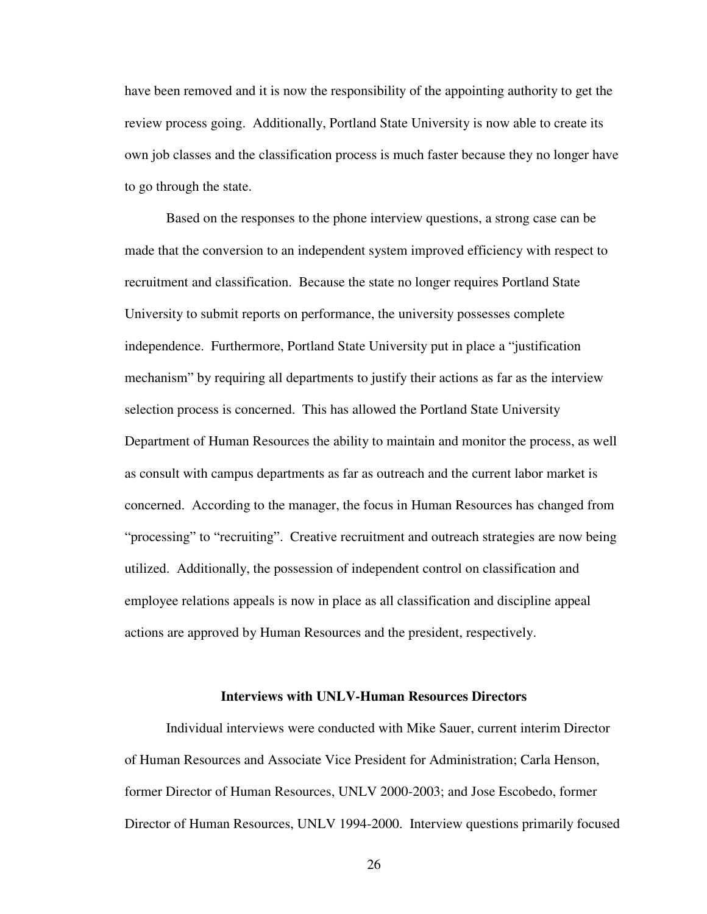have been removed and it is now the responsibility of the appointing authority to get the review process going. Additionally, Portland State University is now able to create its own job classes and the classification process is much faster because they no longer have to go through the state.

Based on the responses to the phone interview questions, a strong case can be made that the conversion to an independent system improved efficiency with respect to recruitment and classification. Because the state no longer requires Portland State University to submit reports on performance, the university possesses complete independence. Furthermore, Portland State University put in place a "justification mechanism" by requiring all departments to justify their actions as far as the interview selection process is concerned. This has allowed the Portland State University Department of Human Resources the ability to maintain and monitor the process, as well as consult with campus departments as far as outreach and the current labor market is concerned. According to the manager, the focus in Human Resources has changed from "processing" to "recruiting". Creative recruitment and outreach strategies are now being utilized. Additionally, the possession of independent control on classification and employee relations appeals is now in place as all classification and discipline appeal actions are approved by Human Resources and the president, respectively.

### Interviews with UNLV-Human Resources Directors

Individual interviews were conducted with Mike Sauer, current interim Director of Human Resources and Associate Vice President for Administration; Carla Henson, former Director of Human Resources, UNLV 2000-2003; and Jose Escobedo, former Director of Human Resources, UNLV 1994-2000. Interview questions primarily focused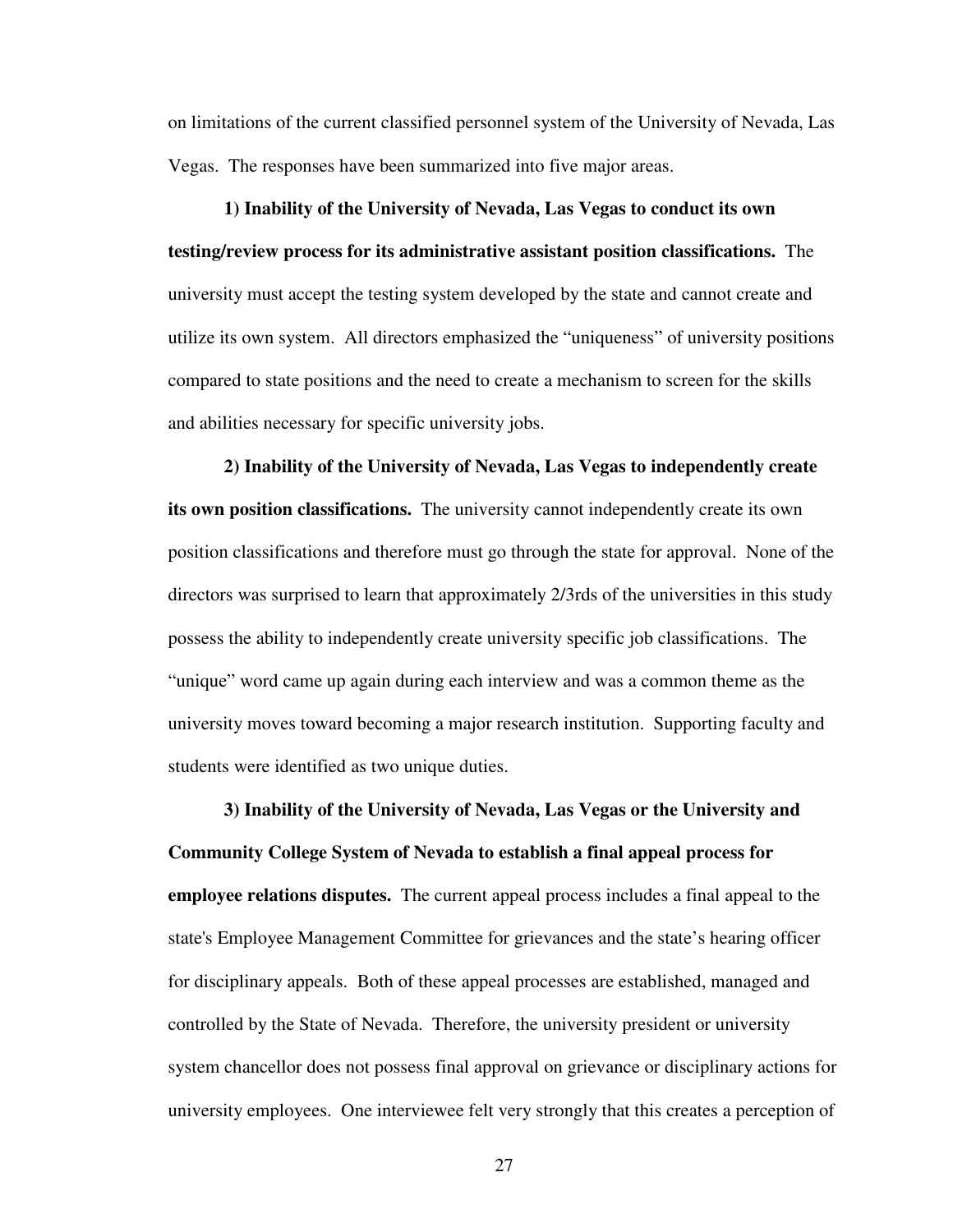on limitations of the current classified personnel system of the University of Nevada, Las Vegas. The responses have been summarized into five major areas.

**1) Inability of the University of Nevada, Las Vegas to conduct its own testing/review process for its administrative assistant position classifications.** The university must accept the testing system developed by the state and cannot create and utilize its own system. All directors emphasized the "uniqueness" of university positions compared to state positions and the need to create a mechanism to screen for the skills and abilities necessary for specific university jobs.

**2) Inability of the University of Nevada, Las Vegas to independently create its own position classifications.** The university cannot independently create its own position classifications and therefore must go through the state for approval. None of the directors was surprised to learn that approximately 2/3rds of the universities in this study possess the ability to independently create university specific job classifications. The "unique" word came up again during each interview and was a common theme as the university moves toward becoming a major research institution. Supporting faculty and students were identified as two unique duties.

**3) Inability of the University of Nevada, Las Vegas or the University and Community College System of Nevada to establish a final appeal process for employee relations disputes.** The current appeal process includes a final appeal to the state's Employee Management Committee for grievances and the state's hearing officer for disciplinary appeals. Both of these appeal processes are established, managed and controlled by the State of Nevada. Therefore, the university president or university system chancellor does not possess final approval on grievance or disciplinary actions for university employees. One interviewee felt very strongly that this creates a perception of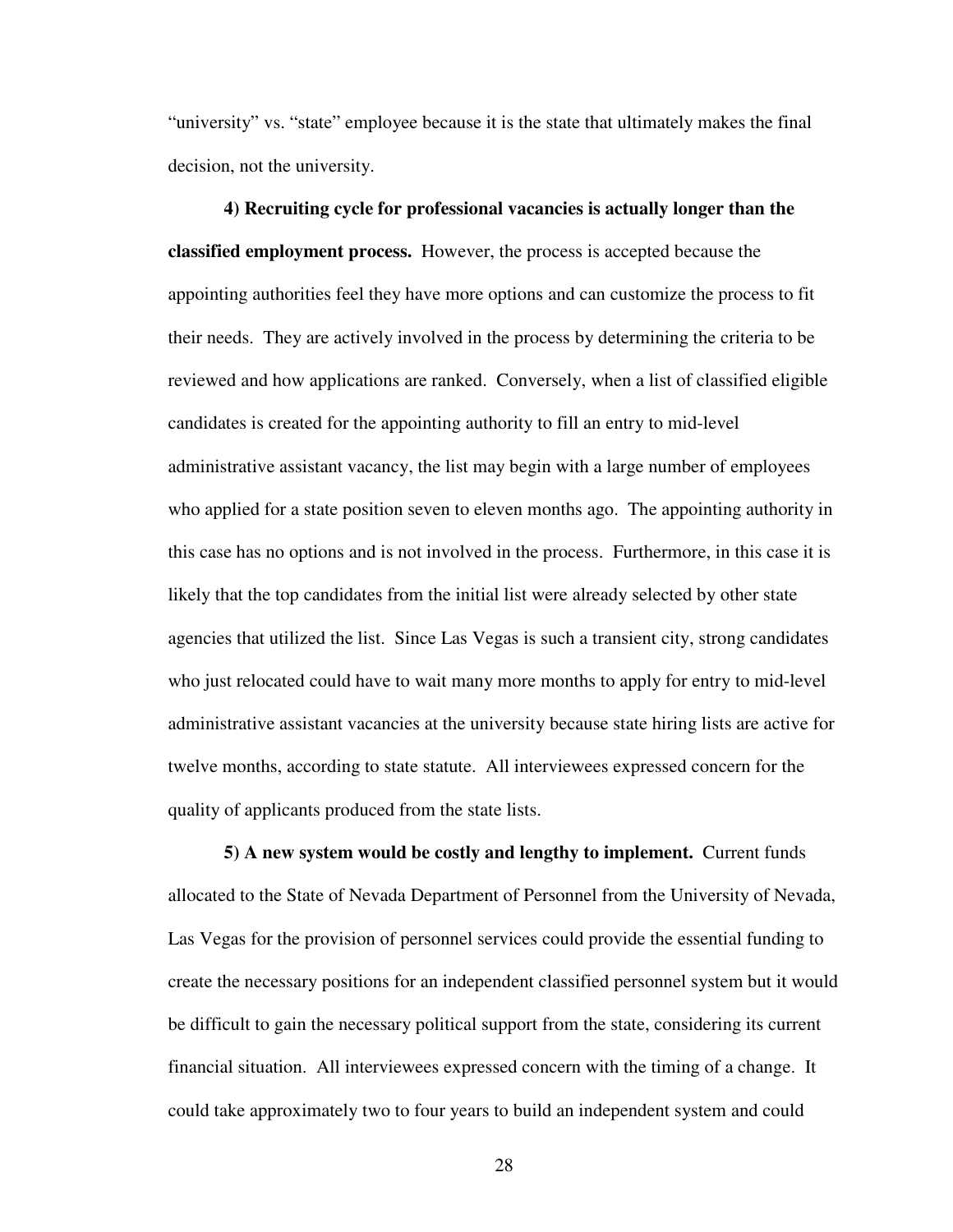"university" vs. "state" employee because it is the state that ultimately makes the final decision, not the university.

**4) Recruiting cycle for professional vacancies is actually longer than the classified employment process.** However, the process is accepted because the appointing authorities feel they have more options and can customize the process to fit their needs. They are actively involved in the process by determining the criteria to be reviewed and how applications are ranked. Conversely, when a list of classified eligible candidates is created for the appointing authority to fill an entry to mid-level administrative assistant vacancy, the list may begin with a large number of employees who applied for a state position seven to eleven months ago. The appointing authority in this case has no options and is not involved in the process. Furthermore, in this case it is likely that the top candidates from the initial list were already selected by other state agencies that utilized the list. Since Las Vegas is such a transient city, strong candidates who just relocated could have to wait many more months to apply for entry to mid-level administrative assistant vacancies at the university because state hiring lists are active for twelve months, according to state statute. All interviewees expressed concern for the quality of applicants produced from the state lists.

**5) A new system would be costly and lengthy to implement.** Current funds allocated to the State of Nevada Department of Personnel from the University of Nevada, Las Vegas for the provision of personnel services could provide the essential funding to create the necessary positions for an independent classified personnel system but it would be difficult to gain the necessary political support from the state, considering its current financial situation. All interviewees expressed concern with the timing of a change. It could take approximately two to four years to build an independent system and could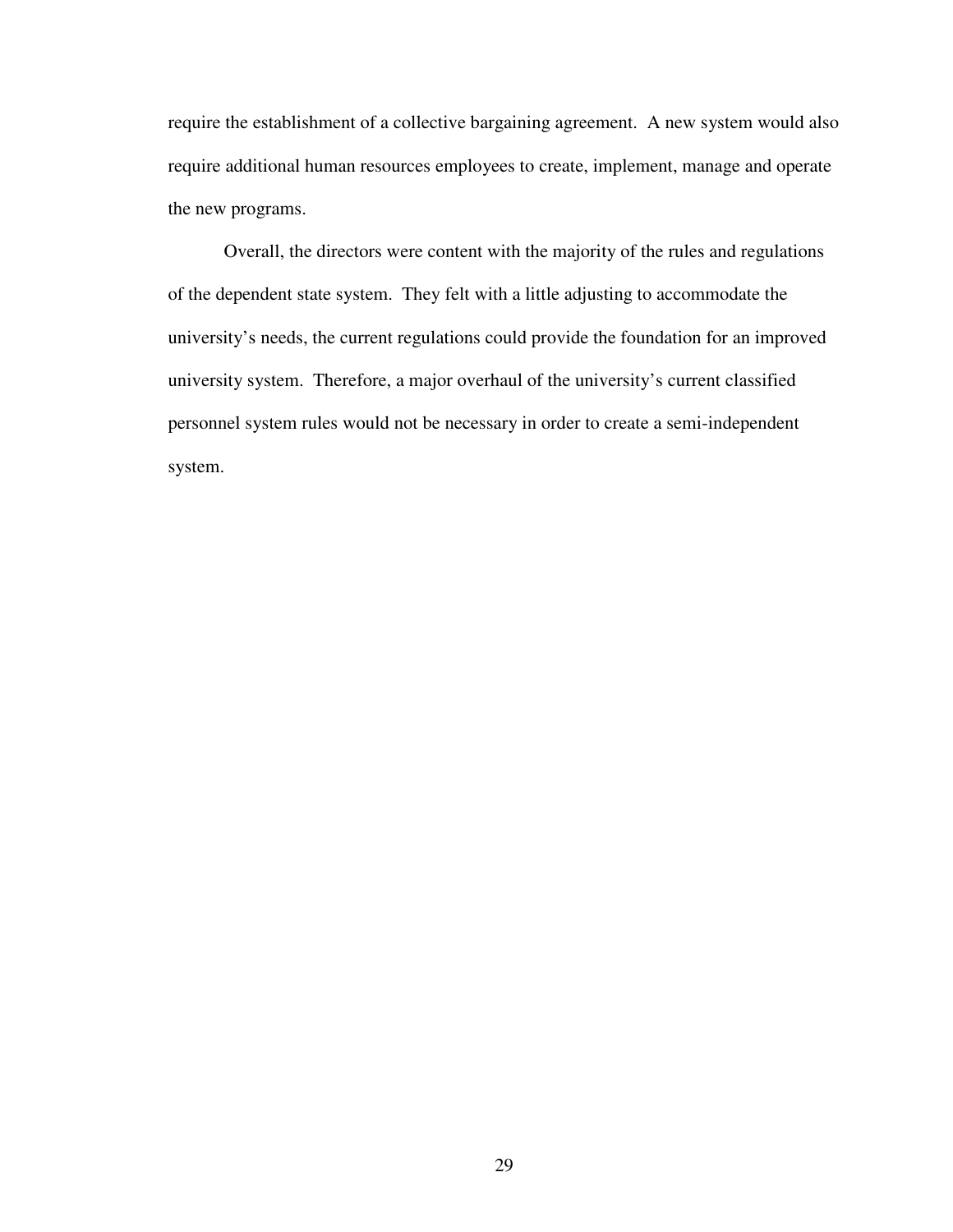require the establishment of a collective bargaining agreement. A new system would also require additional human resources employees to create, implement, manage and operate the new programs.

Overall, the directors were content with the majority of the rules and regulations of the dependent state system. They felt with a little adjusting to accommodate the university's needs, the current regulations could provide the foundation for an improved university system. Therefore, a major overhaul of the university's current classified personnel system rules would not be necessary in order to create a semi-independent system.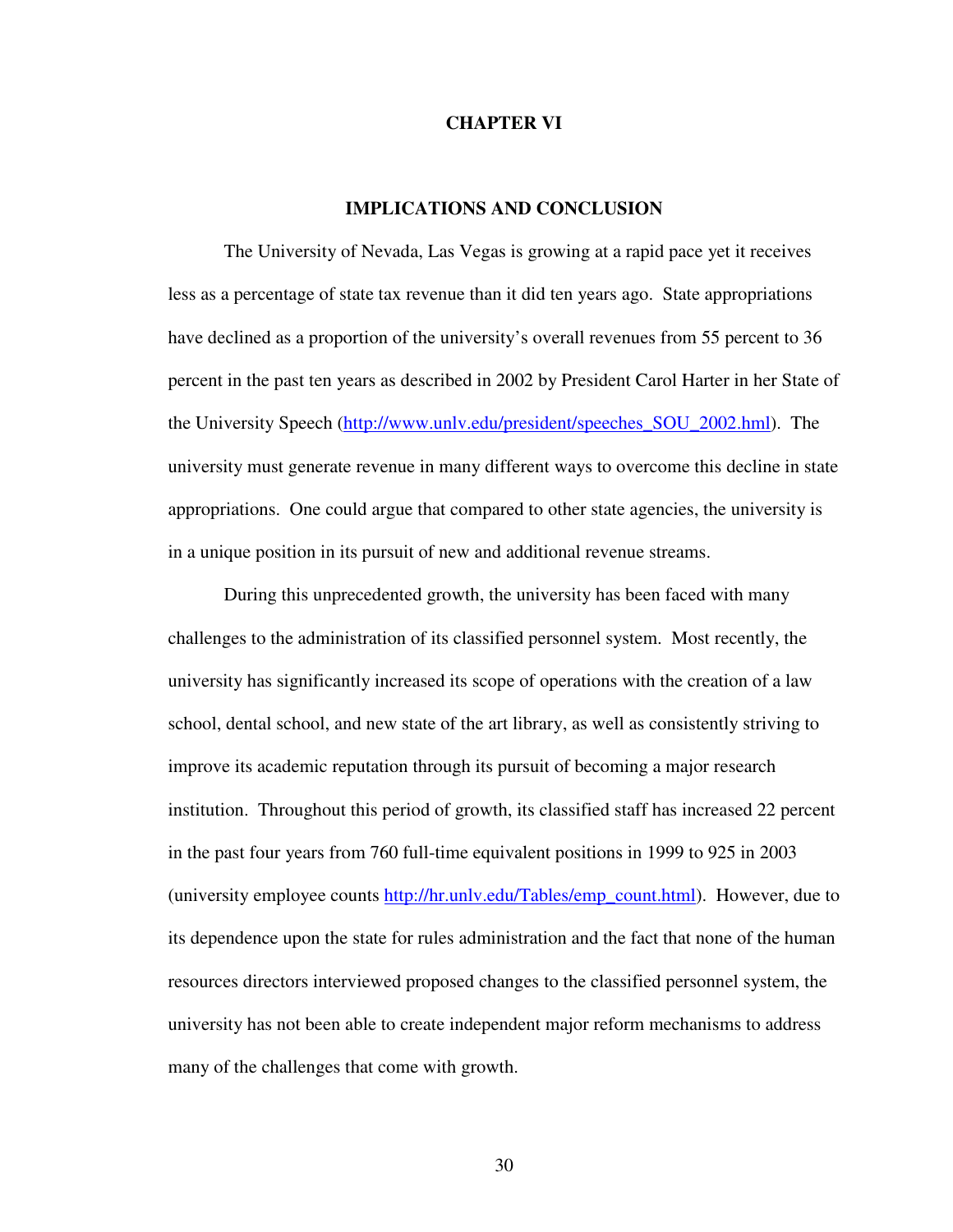# CHAPTER VI

## IMPLICATIONS AND CONCLUSION

The University of Nevada, Las Vegas is growing at a rapid pace yet it receives less as a percentage of state tax revenue than it did ten years ago. State appropriations have declined as a proportion of the university's overall revenues from 55 percent to 36 percent in the past ten years as described in 2002 by President Carol Harter in her State of the University Speech (http://www.unlv.edu/president/speeches_SOU_2002.hml). The university must generate revenue in many different ways to overcome this decline in state appropriations. One could argue that compared to other state agencies, the university is in a unique position in its pursuit of new and additional revenue streams.

During this unprecedented growth, the university has been faced with many challenges to the administration of its classified personnel system. Most recently, the university has significantly increased its scope of operations with the creation of a law school, dental school, and new state of the art library, as well as consistently striving to improve its academic reputation through its pursuit of becoming a major research institution. Throughout this period of growth, its classified staff has increased 22 percent in the past four years from 760 full-time equivalent positions in 1999 to 925 in 2003 (university employee counts http://hr.unlv.edu/Tables/emp_count.html). However, due to its dependence upon the state for rules administration and the fact that none of the human resources directors interviewed proposed changes to the classified personnel system, the university has not been able to create independent major reform mechanisms to address many of the challenges that come with growth.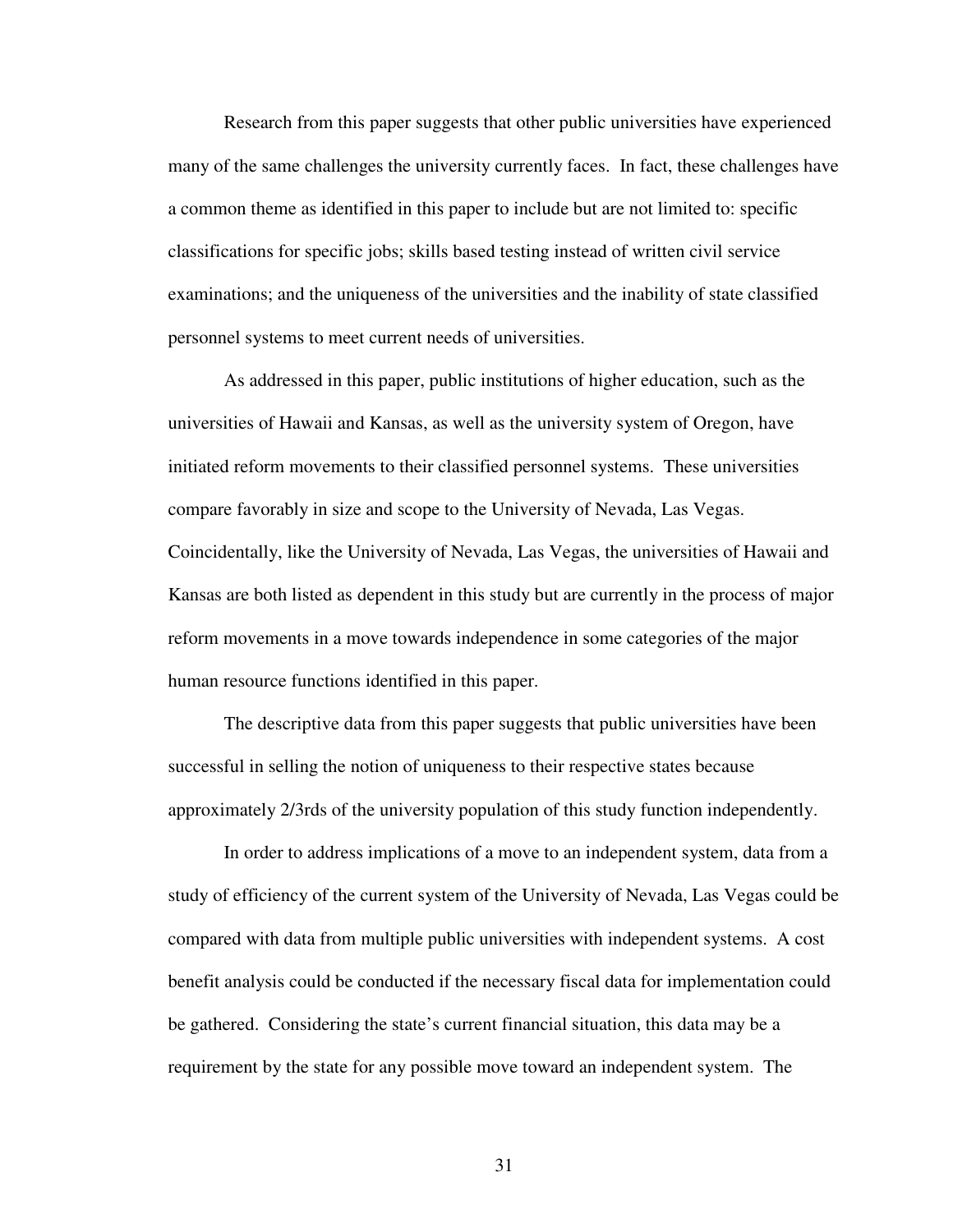Research from this paper suggests that other public universities have experienced many of the same challenges the university currently faces. In fact, these challenges have a common theme as identified in this paper to include but are not limited to: specific classifications for specific jobs; skills based testing instead of written civil service examinations; and the uniqueness of the universities and the inability of state classified personnel systems to meet current needs of universities.

As addressed in this paper, public institutions of higher education, such as the universities of Hawaii and Kansas, as well as the university system of Oregon, have initiated reform movements to their classified personnel systems. These universities compare favorably in size and scope to the University of Nevada, Las Vegas. Coincidentally, like the University of Nevada, Las Vegas, the universities of Hawaii and Kansas are both listed as dependent in this study but are currently in the process of major reform movements in a move towards independence in some categories of the major human resource functions identified in this paper.

The descriptive data from this paper suggests that public universities have been successful in selling the notion of uniqueness to their respective states because approximately 2/3rds of the university population of this study function independently.

In order to address implications of a move to an independent system, data from a study of efficiency of the current system of the University of Nevada, Las Vegas could be compared with data from multiple public universities with independent systems. A cost benefit analysis could be conducted if the necessary fiscal data for implementation could be gathered. Considering the state's current financial situation, this data may be a requirement by the state for any possible move toward an independent system. The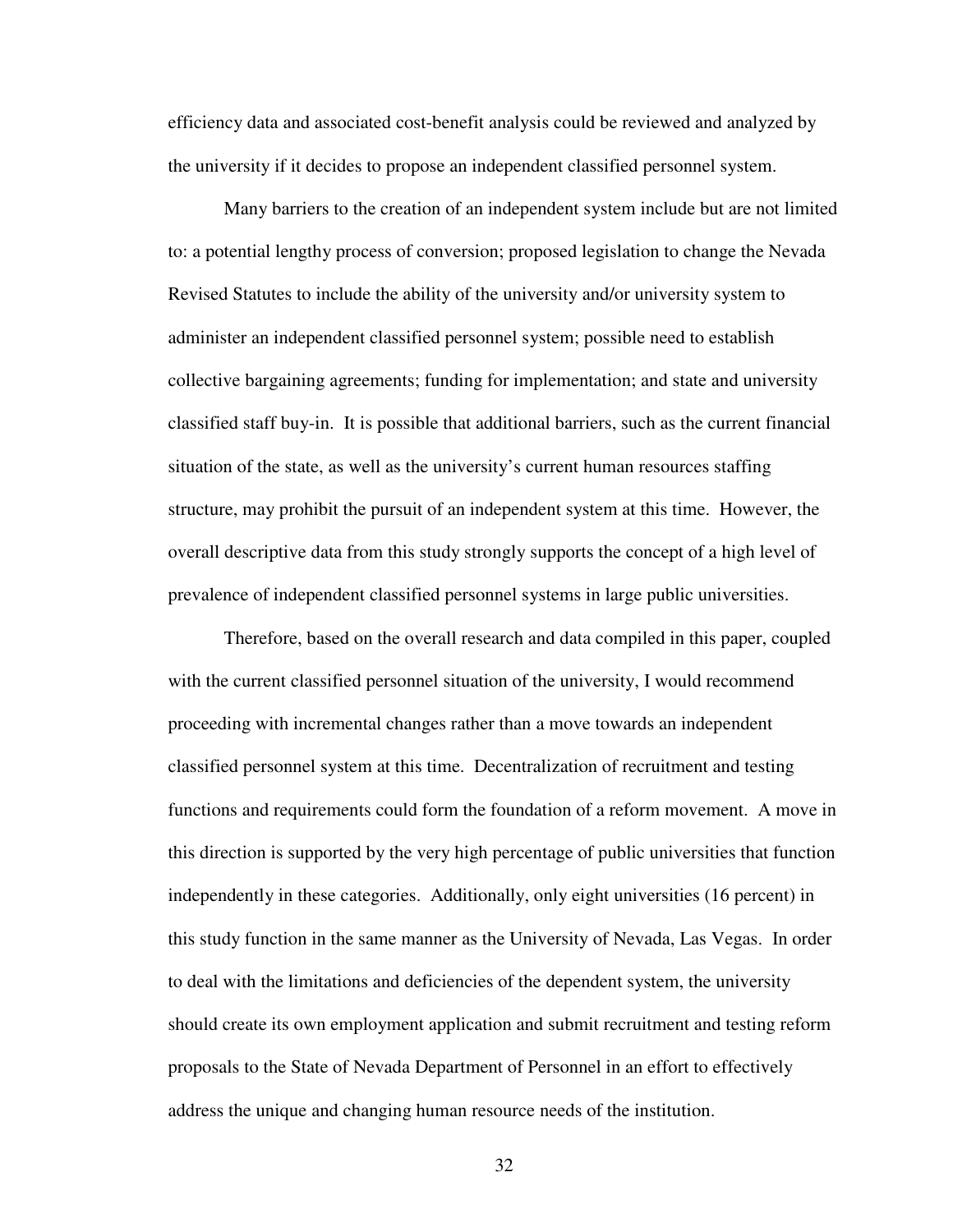efficiency data and associated cost-benefit analysis could be reviewed and analyzed by the university if it decides to propose an independent classified personnel system.

Many barriers to the creation of an independent system include but are not limited to: a potential lengthy process of conversion; proposed legislation to change the Nevada Revised Statutes to include the ability of the university and/or university system to administer an independent classified personnel system; possible need to establish collective bargaining agreements; funding for implementation; and state and university classified staff buy-in. It is possible that additional barriers, such as the current financial situation of the state, as well as the university's current human resources staffing structure, may prohibit the pursuit of an independent system at this time. However, the overall descriptive data from this study strongly supports the concept of a high level of prevalence of independent classified personnel systems in large public universities.

Therefore, based on the overall research and data compiled in this paper, coupled with the current classified personnel situation of the university, I would recommend proceeding with incremental changes rather than a move towards an independent classified personnel system at this time. Decentralization of recruitment and testing functions and requirements could form the foundation of a reform movement. A move in this direction is supported by the very high percentage of public universities that function independently in these categories. Additionally, only eight universities (16 percent) in this study function in the same manner as the University of Nevada, Las Vegas. In order to deal with the limitations and deficiencies of the dependent system, the university should create its own employment application and submit recruitment and testing reform proposals to the State of Nevada Department of Personnel in an effort to effectively address the unique and changing human resource needs of the institution.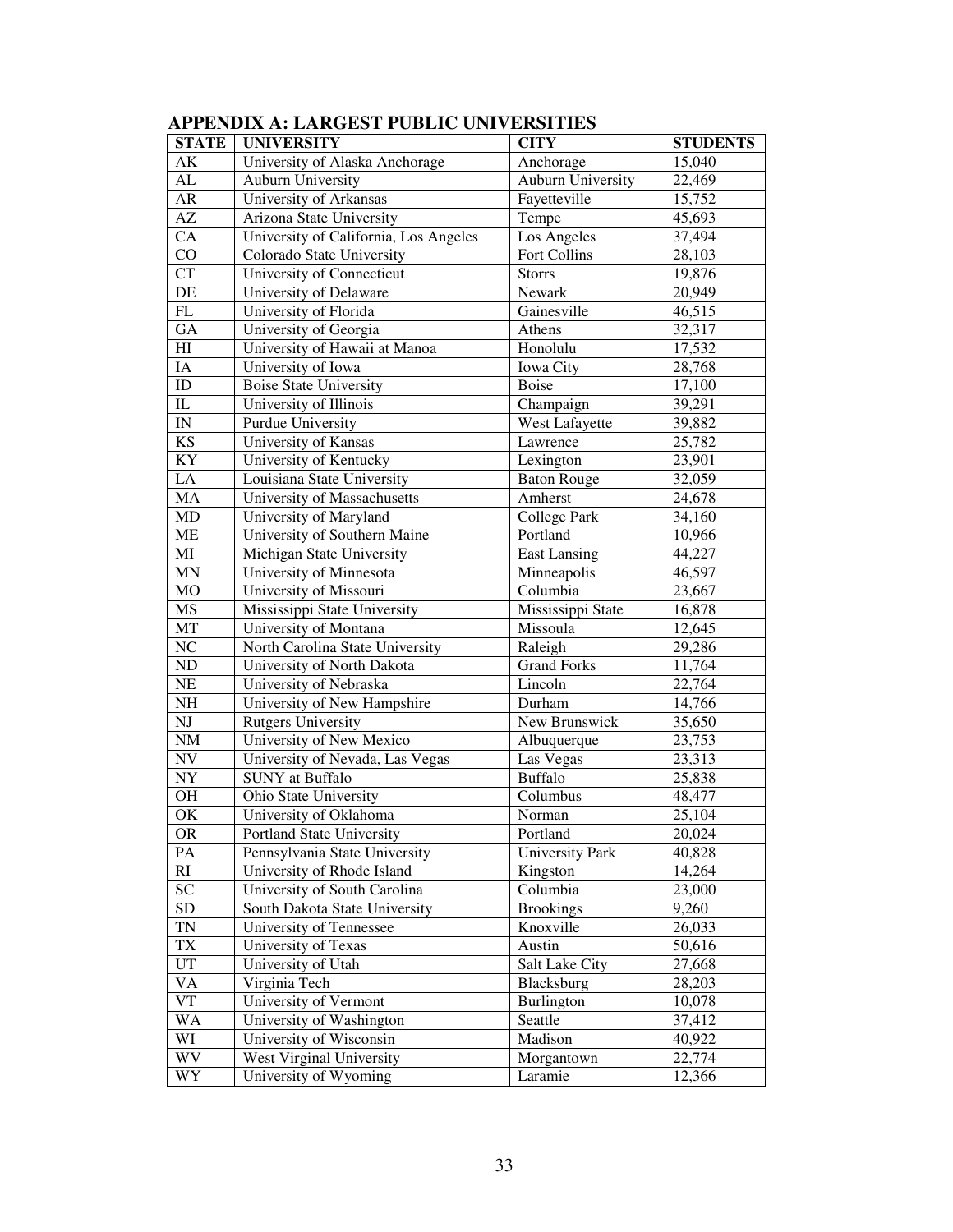## APPENDIX A: LARGEST PUBLIC UNIVERSITIES

| STATE | UNIVERSITY | CITY | STUDENTS |
|---|---|---|---|
| AK | University of Alaska Anchorage | Anchorage | 15,040 |
| AL | Auburn University | Auburn University | 22,469 |
| AR | University of Arkansas | Fayetteville | 15,752 |
| AZ | Arizona State University | Tempe | 45,693 |
| CA | University of California, Los Angeles | Los Angeles | 37,494 |
| CO | Colorado State University | Fort Collins | 28,103 |
| CT | University of Connecticut | Storrs | 19,876 |
| DE | University of Delaware | Newark | 20,949 |
| FL | University of Florida | Gainesville | 46,515 |
| GA | University of Georgia | Athens | 32,317 |
| HI | University of Hawaii at Manoa | Honolulu | 17,532 |
| IA | University of Iowa | Iowa City | 28,768 |
| ID | Boise State University | Boise | 17,100 |
| IL | University of Illinois | Champaign | 39,291 |
| IN | Purdue University | West Lafayette | 39,882 |
| KS | University of Kansas | Lawrence | 25,782 |
| KY | University of Kentucky | Lexington | 23,901 |
| LA | Louisiana State University | Baton Rouge | 32,059 |
| MA | University of Massachusetts | Amherst | 24,678 |
| MD | University of Maryland | College Park | 34,160 |
| ME | University of Southern Maine | Portland | 10,966 |
| MI | Michigan State University | East Lansing | 44,227 |
| MN | University of Minnesota | Minneapolis | 46,597 |
| MO | University of Missouri | Columbia | 23,667 |
| MS | Mississippi State University | Mississippi State | 16,878 |
| MT | University of Montana | Missoula | 12,645 |
| NC | North Carolina State University | Raleigh | 29,286 |
| ND | University of North Dakota | Grand Forks | 11,764 |
| NE | University of Nebraska | Lincoln | 22,764 |
| NH | University of New Hampshire | Durham | 14,766 |
| NJ | Rutgers University | New Brunswick | 35,650 |
| NM | University of New Mexico | Albuquerque | 23,753 |
| NV | University of Nevada, Las Vegas | Las Vegas | 23,313 |
| NY | SUNY at Buffalo | Buffalo | 25,838 |
| OH | Ohio State University | Columbus | 48,477 |
| OK | University of Oklahoma | Norman | 25,104 |
| OR | Portland State University | Portland | 20,024 |
| PA | Pennsylvania State University | University Park | 40,828 |
| RI | University of Rhode Island | Kingston | 14,264 |
| SC | University of South Carolina | Columbia | 23,000 |
| SD | South Dakota State University | Brookings | 9,260 |
| TN | University of Tennessee | Knoxville | 26,033 |
| TX | University of Texas | Austin | 50,616 |
| UT | University of Utah | Salt Lake City | 27,668 |
| VA | Virginia Tech | Blacksburg | 28,203 |
| VT | University of Vermont | Burlington | 10,078 |
| WA | University of Washington | Seattle | 37,412 |
| WI | University of Wisconsin | Madison | 40,922 |
| WV | West Virginal University | Morgantown | 22,774 |
| WY | University of Wyoming | Laramie | 12,366 |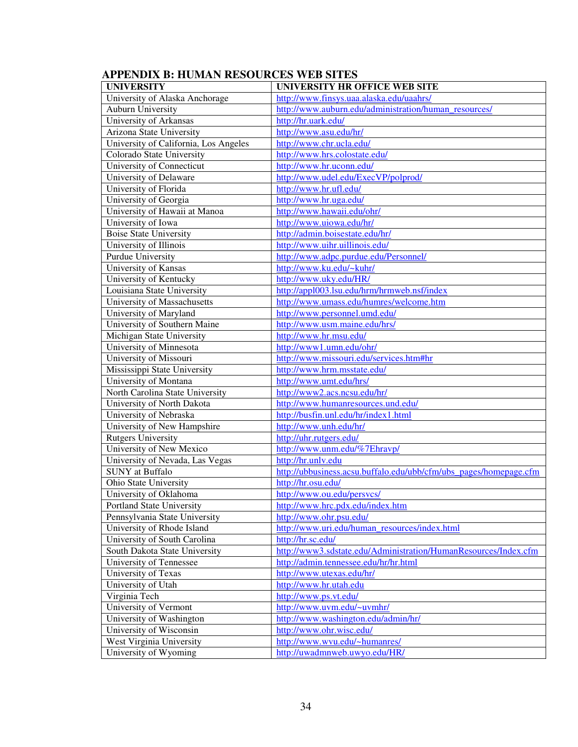## APPENDIX B: HUMAN RESOURCES WEB SITES

| UNIVERSITY | UNIVERSITY HR OFFICE WEB SITE |
|---|---|
| University of Alaska Anchorage | http://www.finsys.uaa.alaska.edu/uaahrs/ |
| Auburn University | http://www.auburn.edu/administration/human_resources/ |
| University of Arkansas | http://hr.uark.edu/ |
| Arizona State University | http://www.asu.edu/hr/ |
| University of California, Los Angeles | http://www.chr.ucla.edu/ |
| Colorado State University | http://www.hrs.colostate.edu/ |
| University of Connecticut | http://www.hr.uconn.edu/ |
| University of Delaware | http://www.udel.edu/ExecVP/polprod/ |
| University of Florida | http://www.hr.ufl.edu/ |
| University of Georgia | http://www.hr.uga.edu/ |
| University of Hawaii at Manoa | http://www.hawaii.edu/ohr/ |
| University of Iowa | http://www.uiowa.edu/hr/ |
| Boise State University | http://admin.boisestate.edu/hr/ |
| University of Illinois | http://www.uihr.uillinois.edu/ |
| Purdue University | http://www.adpc.purdue.edu/Personnel/ |
| University of Kansas | http://www.ku.edu/~kuhr/ |
| University of Kentucky | http://www.uky.edu/HR/ |
| Louisiana State University | http://appl003.lsu.edu/hrm/hrmweb.nsf/index |
| University of Massachusetts | http://www.umass.edu/humres/welcome.htm |
| University of Maryland | http://www.personnel.umd.edu/ |
| University of Southern Maine | http://www.usm.maine.edu/hrs/ |
| Michigan State University | http://www.hr.msu.edu/ |
| University of Minnesota | http://www1.umn.edu/ohr/ |
| University of Missouri | http://www.missouri.edu/services.htm#hr |
| Mississippi State University | http://www.hrm.msstate.edu/ |
| University of Montana | http://www.umt.edu/hrs/ |
| North Carolina State University | http://www2.acs.ncsu.edu/hr/ |
| University of North Dakota | http://www.humanresources.und.edu/ |
| University of Nebraska | http://busfin.unl.edu/hr/index1.html |
| University of New Hampshire | http://www.unh.edu/hr/ |
| Rutgers University | http://uhr.rutgers.edu/ |
| University of New Mexico | http://www.unm.edu/%7Ehravp/ |
| University of Nevada, Las Vegas | http://hr.unlv.edu |
| SUNY at Buffalo | http://ubbusiness.acsu.buffalo.edu/ubb/cfm/ubs_pages/homepage.cfm |
| Ohio State University | http://hr.osu.edu/ |
| University of Oklahoma | http://www.ou.edu/persvcs/ |
| Portland State University | http://www.hrc.pdx.edu/index.htm |
| Pennsylvania State University | http://www.ohr.psu.edu/ |
| University of Rhode Island | http://www.uri.edu/human_resources/index.html |
| University of South Carolina | http://hr.sc.edu/ |
| South Dakota State University | http://www3.sdstate.edu/Administration/HumanResources/Index.cfm |
| University of Tennessee | http://admin.tennessee.edu/hr/hr.html |
| University of Texas | http://www.utexas.edu/hr/ |
| University of Utah | http://www.hr.utah.edu |
| Virginia Tech | http://www.ps.vt.edu/ |
| University of Vermont | http://www.uvm.edu/~uvmhr/ |
| University of Washington | http://www.washington.edu/admin/hr/ |
| University of Wisconsin | http://www.ohr.wisc.edu/ |
| West Virginia University | http://www.wvu.edu/~humanres/ |
| University of Wyoming | http://uwadmnweb.uwyo.edu/HR/ |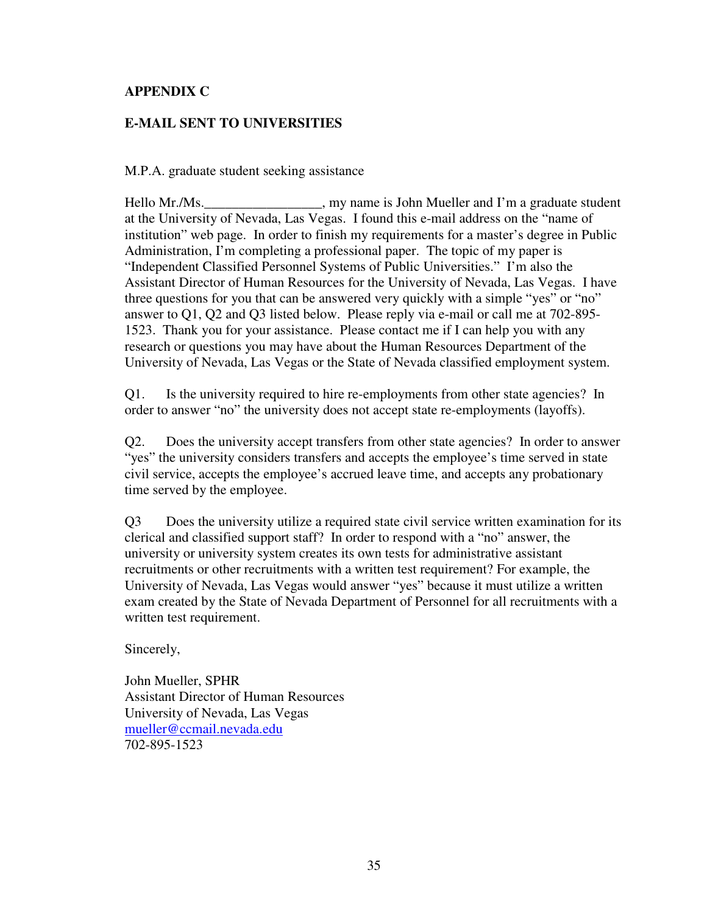**APPENDIX C**

**E-MAIL SENT TO UNIVERSITIES**

M.P.A. graduate student seeking assistance

Hello Mr./Ms.________________, my name is John Mueller and I'm a graduate student at the University of Nevada, Las Vegas. I found this e-mail address on the "name of institution" web page. In order to finish my requirements for a master's degree in Public Administration, I'm completing a professional paper. The topic of my paper is "Independent Classified Personnel Systems of Public Universities." I'm also the Assistant Director of Human Resources for the University of Nevada, Las Vegas. I have three questions for you that can be answered very quickly with a simple "yes" or "no" answer to Q1, Q2 and Q3 listed below. Please reply via e-mail or call me at 702-895-1523. Thank you for your assistance. Please contact me if I can help you with any research or questions you may have about the Human Resources Department of the University of Nevada, Las Vegas or the State of Nevada classified employment system.

Q1. Is the university required to hire re-employments from other state agencies? In order to answer "no" the university does not accept state re-employments (layoffs).

Q2. Does the university accept transfers from other state agencies? In order to answer "yes" the university considers transfers and accepts the employee's time served in state civil service, accepts the employee's accrued leave time, and accepts any probationary time served by the employee.

Q3 Does the university utilize a required state civil service written examination for its clerical and classified support staff? In order to respond with a "no" answer, the university or university system creates its own tests for administrative assistant recruitments or other recruitments with a written test requirement? For example, the University of Nevada, Las Vegas would answer "yes" because it must utilize a written exam created by the State of Nevada Department of Personnel for all recruitments with a written test requirement.

Sincerely,

John Mueller, SPHR
Assistant Director of Human Resources
University of Nevada, Las Vegas
mueller@ccmail.nevada.edu
702-895-1523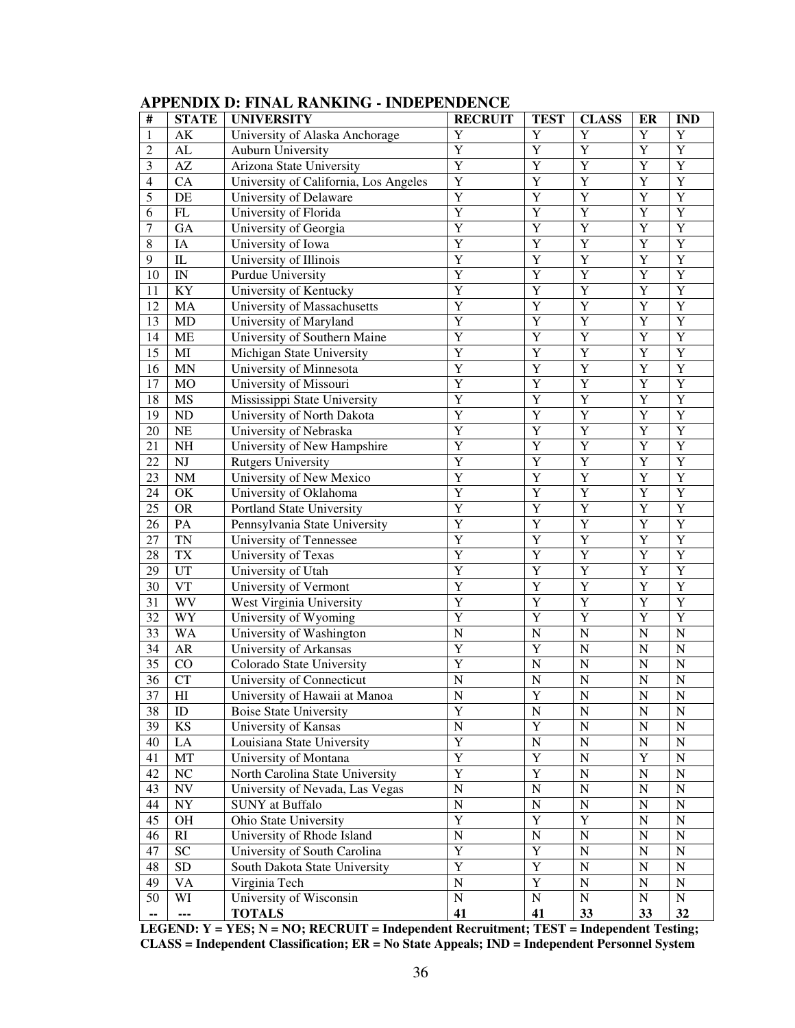## APPENDIX D: FINAL RANKING - INDEPENDENCE

| # | STATE | UNIVERSITY | RECRUIT | TEST | CLASS | ER | IND |
|---|---|---|---|---|---|---|---|
| 1 | AK | University of Alaska Anchorage | Y | Y | Y | Y | Y |
| 2 | AL | Auburn University | Y | Y | Y | Y | Y |
| 3 | AZ | Arizona State University | Y | Y | Y | Y | Y |
| 4 | CA | University of California, Los Angeles | Y | Y | Y | Y | Y |
| 5 | DE | University of Delaware | Y | Y | Y | Y | Y |
| 6 | FL | University of Florida | Y | Y | Y | Y | Y |
| 7 | GA | University of Georgia | Y | Y | Y | Y | Y |
| 8 | IA | University of Iowa | Y | Y | Y | Y | Y |
| 9 | IL | University of Illinois | Y | Y | Y | Y | Y |
| 10 | IN | Purdue University | Y | Y | Y | Y | Y |
| 11 | KY | University of Kentucky | Y | Y | Y | Y | Y |
| 12 | MA | University of Massachusetts | Y | Y | Y | Y | Y |
| 13 | MD | University of Maryland | Y | Y | Y | Y | Y |
| 14 | ME | University of Southern Maine | Y | Y | Y | Y | Y |
| 15 | MI | Michigan State University | Y | Y | Y | Y | Y |
| 16 | MN | University of Minnesota | Y | Y | Y | Y | Y |
| 17 | MO | University of Missouri | Y | Y | Y | Y | Y |
| 18 | MS | Mississippi State University | Y | Y | Y | Y | Y |
| 19 | ND | University of North Dakota | Y | Y | Y | Y | Y |
| 20 | NE | University of Nebraska | Y | Y | Y | Y | Y |
| 21 | NH | University of New Hampshire | Y | Y | Y | Y | Y |
| 22 | NJ | Rutgers University | Y | Y | Y | Y | Y |
| 23 | NM | University of New Mexico | Y | Y | Y | Y | Y |
| 24 | OK | University of Oklahoma | Y | Y | Y | Y | Y |
| 25 | OR | Portland State University | Y | Y | Y | Y | Y |
| 26 | PA | Pennsylvania State University | Y | Y | Y | Y | Y |
| 27 | TN | University of Tennessee | Y | Y | Y | Y | Y |
| 28 | TX | University of Texas | Y | Y | Y | Y | Y |
| 29 | UT | University of Utah | Y | Y | Y | Y | Y |
| 30 | VT | University of Vermont | Y | Y | Y | Y | Y |
| 31 | WV | West Virginia University | Y | Y | Y | Y | Y |
| 32 | WY | University of Wyoming | Y | Y | Y | Y | Y |
| 33 | WA | University of Washington | N | N | N | N | N |
| 34 | AR | University of Arkansas | Y | Y | N | N | N |
| 35 | CO | Colorado State University | Y | N | N | N | N |
| 36 | CT | University of Connecticut | N | N | N | N | N |
| 37 | HI | University of Hawaii at Manoa | N | Y | N | N | N |
| 38 | ID | Boise State University | Y | N | N | N | N |
| 39 | KS | University of Kansas | N | Y | N | N | N |
| 40 | LA | Louisiana State University | Y | N | N | N | N |
| 41 | MT | University of Montana | Y | Y | N | Y | N |
| 42 | NC | North Carolina State University | Y | Y | N | N | N |
| 43 | NV | University of Nevada, Las Vegas | N | N | N | N | N |
| 44 | NY | SUNY at Buffalo | N | N | N | N | N |
| 45 | OH | Ohio State University | Y | Y | Y | N | N |
| 46 | RI | University of Rhode Island | N | N | N | N | N |
| 47 | SC | University of South Carolina | Y | Y | N | N | N |
| 48 | SD | South Dakota State University | Y | Y | N | N | N |
| 49 | VA | Virginia Tech | N | Y | N | N | N |
| 50 | WI | University of Wisconsin | N | N | N | N | N |
| -- | --- | **TOTALS** | **41** | **41** | **33** | **33** | **32** |

**LEGEND: Y = YES; N = NO; RECRUIT = Independent Recruitment; TEST = Independent Testing; CLASS = Independent Classification; ER = No State Appeals; IND = Independent Personnel System**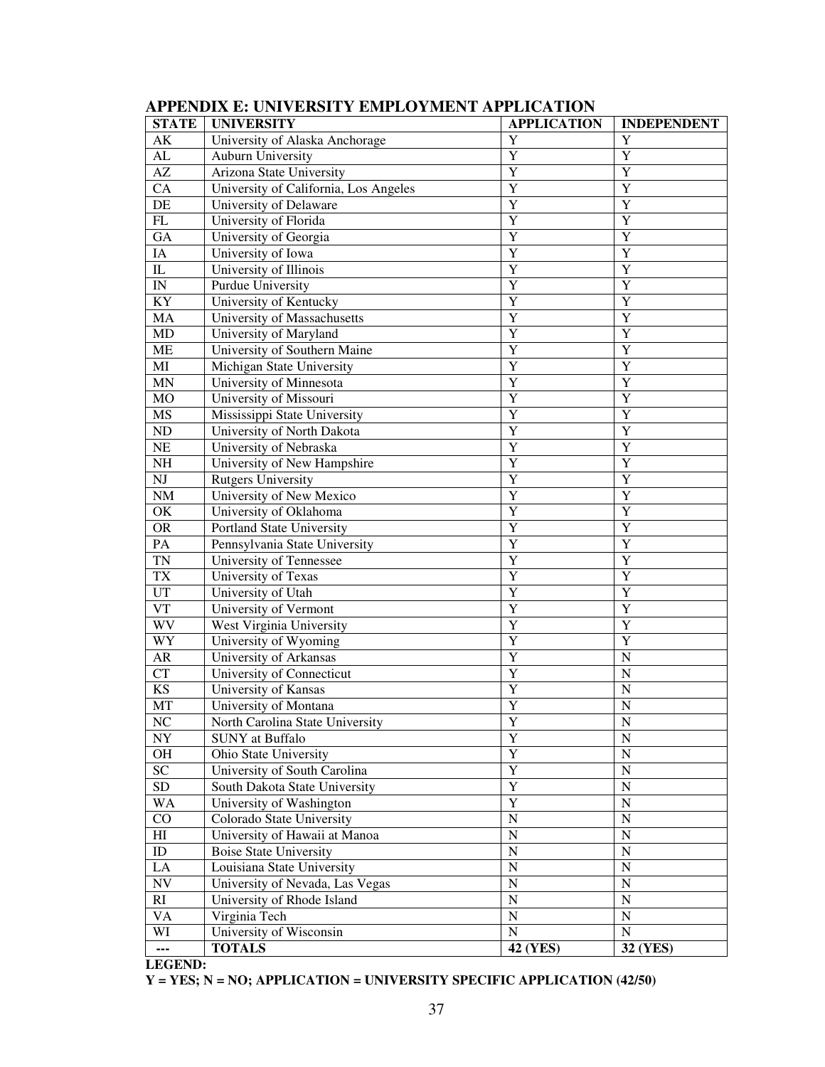## APPENDIX E: UNIVERSITY EMPLOYMENT APPLICATION

| STATE | UNIVERSITY | APPLICATION | INDEPENDENT |
|---|---|---|---|
| AK | University of Alaska Anchorage | Y | Y |
| AL | Auburn University | Y | Y |
| AZ | Arizona State University | Y | Y |
| CA | University of California, Los Angeles | Y | Y |
| DE | University of Delaware | Y | Y |
| FL | University of Florida | Y | Y |
| GA | University of Georgia | Y | Y |
| IA | University of Iowa | Y | Y |
| IL | University of Illinois | Y | Y |
| IN | Purdue University | Y | Y |
| KY | University of Kentucky | Y | Y |
| MA | University of Massachusetts | Y | Y |
| MD | University of Maryland | Y | Y |
| ME | University of Southern Maine | Y | Y |
| MI | Michigan State University | Y | Y |
| MN | University of Minnesota | Y | Y |
| MO | University of Missouri | Y | Y |
| MS | Mississippi State University | Y | Y |
| ND | University of North Dakota | Y | Y |
| NE | University of Nebraska | Y | Y |
| NH | University of New Hampshire | Y | Y |
| NJ | Rutgers University | Y | Y |
| NM | University of New Mexico | Y | Y |
| OK | University of Oklahoma | Y | Y |
| OR | Portland State University | Y | Y |
| PA | Pennsylvania State University | Y | Y |
| TN | University of Tennessee | Y | Y |
| TX | University of Texas | Y | Y |
| UT | University of Utah | Y | Y |
| VT | University of Vermont | Y | Y |
| WV | West Virginia University | Y | Y |
| WY | University of Wyoming | Y | Y |
| AR | University of Arkansas | Y | N |
| CT | University of Connecticut | Y | N |
| KS | University of Kansas | Y | N |
| MT | University of Montana | Y | N |
| NC | North Carolina State University | Y | N |
| NY | SUNY at Buffalo | Y | N |
| OH | Ohio State University | Y | N |
| SC | University of South Carolina | Y | N |
| SD | South Dakota State University | Y | N |
| WA | University of Washington | Y | N |
| CO | Colorado State University | N | N |
| HI | University of Hawaii at Manoa | N | N |
| ID | Boise State University | N | N |
| LA | Louisiana State University | N | N |
| NV | University of Nevada, Las Vegas | N | N |
| RI | University of Rhode Island | N | N |
| VA | Virginia Tech | N | N |
| WI | University of Wisconsin | N | N |
| --- | **TOTALS** | **42 (YES)** | **32 (YES)** |

**LEGEND:**

**Y = YES; N = NO; APPLICATION = UNIVERSITY SPECIFIC APPLICATION (42/50)**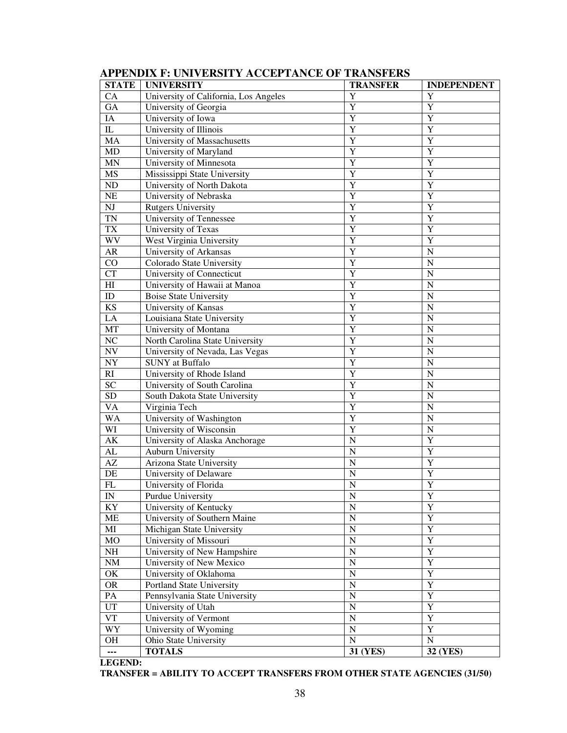## APPENDIX F: UNIVERSITY ACCEPTANCE OF TRANSFERS

| STATE | UNIVERSITY | TRANSFER | INDEPENDENT |
|---|---|---|---|
| CA | University of California, Los Angeles | Y | Y |
| GA | University of Georgia | Y | Y |
| IA | University of Iowa | Y | Y |
| IL | University of Illinois | Y | Y |
| MA | University of Massachusetts | Y | Y |
| MD | University of Maryland | Y | Y |
| MN | University of Minnesota | Y | Y |
| MS | Mississippi State University | Y | Y |
| ND | University of North Dakota | Y | Y |
| NE | University of Nebraska | Y | Y |
| NJ | Rutgers University | Y | Y |
| TN | University of Tennessee | Y | Y |
| TX | University of Texas | Y | Y |
| WV | West Virginia University | Y | Y |
| AR | University of Arkansas | Y | N |
| CO | Colorado State University | Y | N |
| CT | University of Connecticut | Y | N |
| HI | University of Hawaii at Manoa | Y | N |
| ID | Boise State University | Y | N |
| KS | University of Kansas | Y | N |
| LA | Louisiana State University | Y | N |
| MT | University of Montana | Y | N |
| NC | North Carolina State University | Y | N |
| NV | University of Nevada, Las Vegas | Y | N |
| NY | SUNY at Buffalo | Y | N |
| RI | University of Rhode Island | Y | N |
| SC | University of South Carolina | Y | N |
| SD | South Dakota State University | Y | N |
| VA | Virginia Tech | Y | N |
| WA | University of Washington | Y | N |
| WI | University of Wisconsin | Y | N |
| AK | University of Alaska Anchorage | N | Y |
| AL | Auburn University | N | Y |
| AZ | Arizona State University | N | Y |
| DE | University of Delaware | N | Y |
| FL | University of Florida | N | Y |
| IN | Purdue University | N | Y |
| KY | University of Kentucky | N | Y |
| ME | University of Southern Maine | N | Y |
| MI | Michigan State University | N | Y |
| MO | University of Missouri | N | Y |
| NH | University of New Hampshire | N | Y |
| NM | University of New Mexico | N | Y |
| OK | University of Oklahoma | N | Y |
| OR | Portland State University | N | Y |
| PA | Pennsylvania State University | N | Y |
| UT | University of Utah | N | Y |
| VT | University of Vermont | N | Y |
| WY | University of Wyoming | N | Y |
| OH | Ohio State University | N | N |
| --- | **TOTALS** | **31 (YES)** | **32 (YES)** |

**LEGEND:**

**TRANSFER = ABILITY TO ACCEPT TRANSFERS FROM OTHER STATE AGENCIES (31/50)**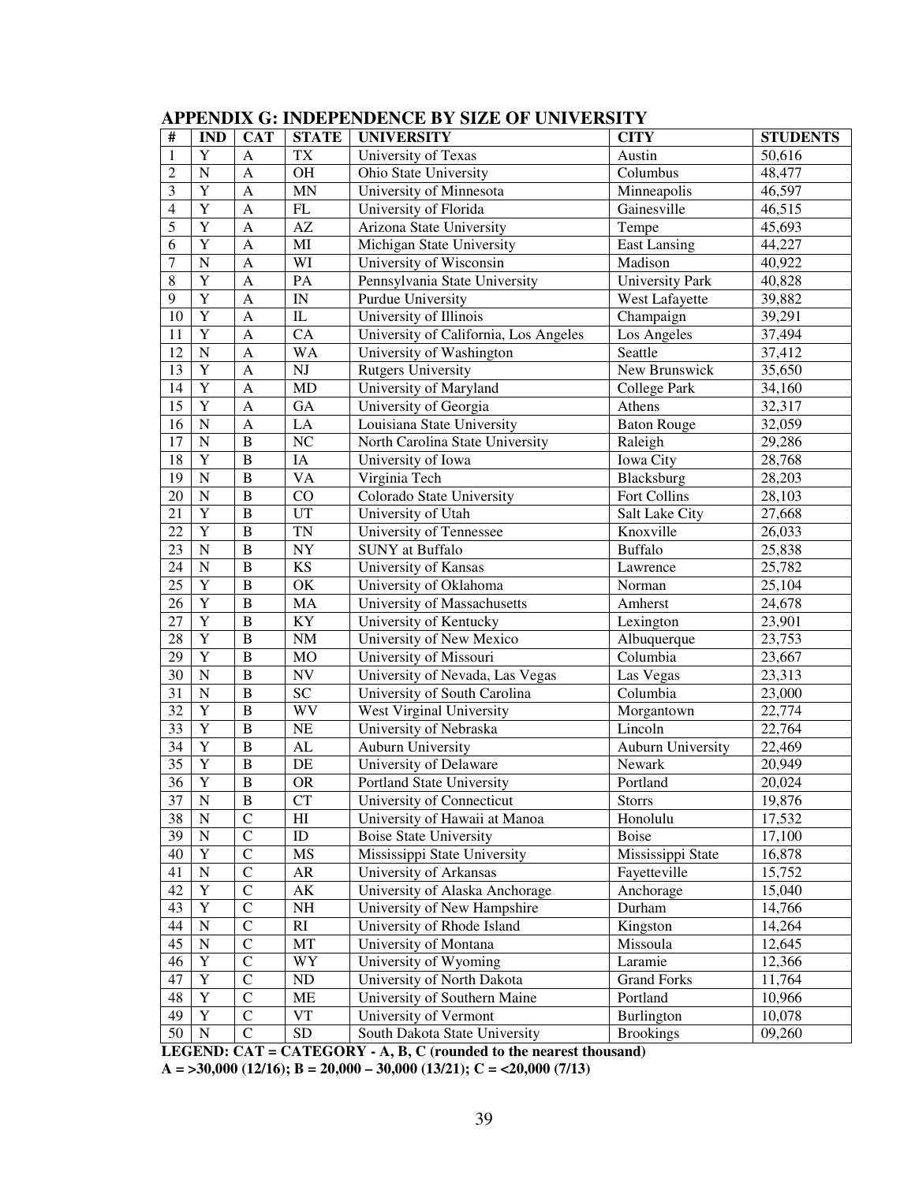## APPENDIX G: INDEPENDENCE BY SIZE OF UNIVERSITY

| # | IND | CAT | STATE | UNIVERSITY | CITY | STUDENTS |
|---|---|---|---|---|---|---|
| 1 | Y | A | TX | University of Texas | Austin | 50,616 |
| 2 | N | A | OH | Ohio State University | Columbus | 48,477 |
| 3 | Y | A | MN | University of Minnesota | Minneapolis | 46,597 |
| 4 | Y | A | FL | University of Florida | Gainesville | 46,515 |
| 5 | Y | A | AZ | Arizona State University | Tempe | 45,693 |
| 6 | Y | A | MI | Michigan State University | East Lansing | 44,227 |
| 7 | N | A | WI | University of Wisconsin | Madison | 40,922 |
| 8 | Y | A | PA | Pennsylvania State University | University Park | 40,828 |
| 9 | Y | A | IN | Purdue University | West Lafayette | 39,882 |
| 10 | Y | A | IL | University of Illinois | Champaign | 39,291 |
| 11 | Y | A | CA | University of California, Los Angeles | Los Angeles | 37,494 |
| 12 | N | A | WA | University of Washington | Seattle | 37,412 |
| 13 | Y | A | NJ | Rutgers University | New Brunswick | 35,650 |
| 14 | Y | A | MD | University of Maryland | College Park | 34,160 |
| 15 | Y | A | GA | University of Georgia | Athens | 32,317 |
| 16 | N | A | LA | Louisiana State University | Baton Rouge | 32,059 |
| 17 | N | B | NC | North Carolina State University | Raleigh | 29,286 |
| 18 | Y | B | IA | University of Iowa | Iowa City | 28,768 |
| 19 | N | B | VA | Virginia Tech | Blacksburg | 28,203 |
| 20 | N | B | CO | Colorado State University | Fort Collins | 28,103 |
| 21 | Y | B | UT | University of Utah | Salt Lake City | 27,668 |
| 22 | Y | B | TN | University of Tennessee | Knoxville | 26,033 |
| 23 | N | B | NY | SUNY at Buffalo | Buffalo | 25,838 |
| 24 | N | B | KS | University of Kansas | Lawrence | 25,782 |
| 25 | Y | B | OK | University of Oklahoma | Norman | 25,104 |
| 26 | Y | B | MA | University of Massachusetts | Amherst | 24,678 |
| 27 | Y | B | KY | University of Kentucky | Lexington | 23,901 |
| 28 | Y | B | NM | University of New Mexico | Albuquerque | 23,753 |
| 29 | Y | B | MO | University of Missouri | Columbia | 23,667 |
| 30 | N | B | NV | University of Nevada, Las Vegas | Las Vegas | 23,313 |
| 31 | N | B | SC | University of South Carolina | Columbia | 23,000 |
| 32 | Y | B | WV | West Virginal University | Morgantown | 22,774 |
| 33 | Y | B | NE | University of Nebraska | Lincoln | 22,764 |
| 34 | Y | B | AL | Auburn University | Auburn University | 22,469 |
| 35 | Y | B | DE | University of Delaware | Newark | 20,949 |
| 36 | Y | B | OR | Portland State University | Portland | 20,024 |
| 37 | N | B | CT | University of Connecticut | Storrs | 19,876 |
| 38 | N | C | HI | University of Hawaii at Manoa | Honolulu | 17,532 |
| 39 | N | C | ID | Boise State University | Boise | 17,100 |
| 40 | Y | C | MS | Mississippi State University | Mississippi State | 16,878 |
| 41 | N | C | AR | University of Arkansas | Fayetteville | 15,752 |
| 42 | Y | C | AK | University of Alaska Anchorage | Anchorage | 15,040 |
| 43 | Y | C | NH | University of New Hampshire | Durham | 14,766 |
| 44 | N | C | RI | University of Rhode Island | Kingston | 14,264 |
| 45 | N | C | MT | University of Montana | Missoula | 12,645 |
| 46 | Y | C | WY | University of Wyoming | Laramie | 12,366 |
| 47 | Y | C | ND | University of North Dakota | Grand Forks | 11,764 |
| 48 | Y | C | ME | University of Southern Maine | Portland | 10,966 |
| 49 | Y | C | VT | University of Vermont | Burlington | 10,078 |
| 50 | N | C | SD | South Dakota State University | Brookings | 09,260 |

**LEGEND: CAT = CATEGORY - A, B, C (rounded to the nearest thousand)**
**A = >30,000 (12/16); B = 20,000 – 30,000 (13/21); C = <20,000 (7/13)**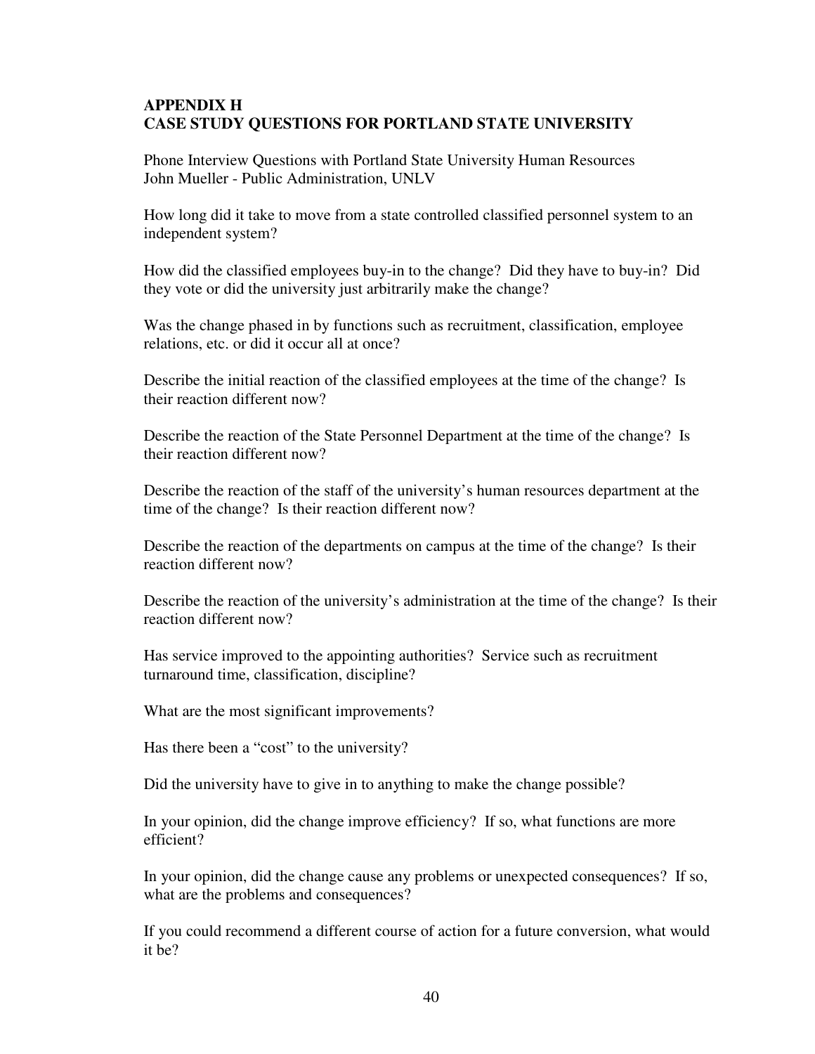## APPENDIX H
## CASE STUDY QUESTIONS FOR PORTLAND STATE UNIVERSITY

Phone Interview Questions with Portland State University Human Resources
John Mueller - Public Administration, UNLV

How long did it take to move from a state controlled classified personnel system to an independent system?

How did the classified employees buy-in to the change? Did they have to buy-in? Did they vote or did the university just arbitrarily make the change?

Was the change phased in by functions such as recruitment, classification, employee relations, etc. or did it occur all at once?

Describe the initial reaction of the classified employees at the time of the change? Is their reaction different now?

Describe the reaction of the State Personnel Department at the time of the change? Is their reaction different now?

Describe the reaction of the staff of the university's human resources department at the time of the change? Is their reaction different now?

Describe the reaction of the departments on campus at the time of the change? Is their reaction different now?

Describe the reaction of the university's administration at the time of the change? Is their reaction different now?

Has service improved to the appointing authorities? Service such as recruitment turnaround time, classification, discipline?

What are the most significant improvements?

Has there been a "cost" to the university?

Did the university have to give in to anything to make the change possible?

In your opinion, did the change improve efficiency? If so, what functions are more efficient?

In your opinion, did the change cause any problems or unexpected consequences? If so, what are the problems and consequences?

If you could recommend a different course of action for a future conversion, what would it be?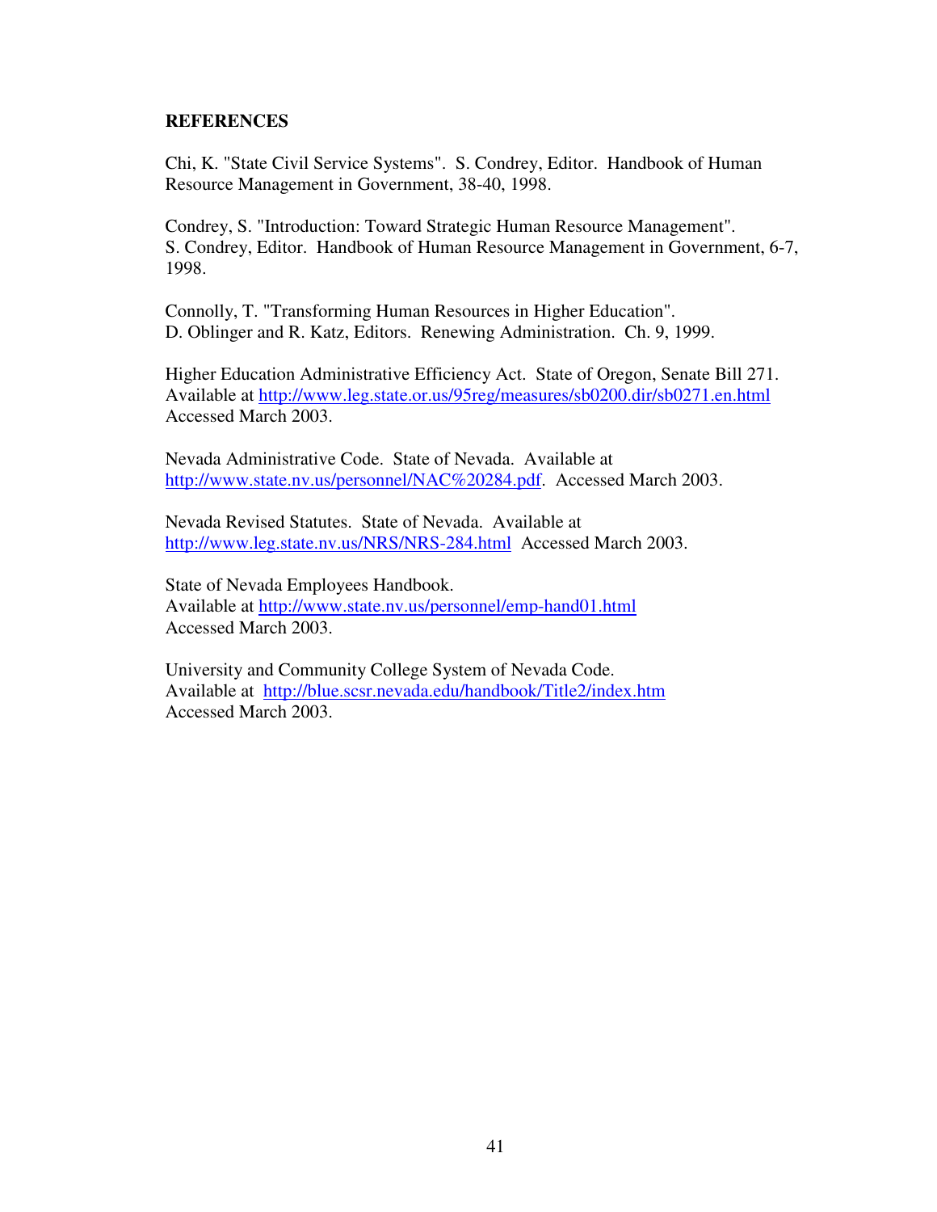**REFERENCES**

Chi, K. "State Civil Service Systems". S. Condrey, Editor. Handbook of Human Resource Management in Government, 38-40, 1998.

Condrey, S. "Introduction: Toward Strategic Human Resource Management". S. Condrey, Editor. Handbook of Human Resource Management in Government, 6-7, 1998.

Connolly, T. "Transforming Human Resources in Higher Education". D. Oblinger and R. Katz, Editors. Renewing Administration. Ch. 9, 1999.

Higher Education Administrative Efficiency Act. State of Oregon, Senate Bill 271. Available at http://www.leg.state.or.us/95reg/measures/sb0200.dir/sb0271.en.html Accessed March 2003.

Nevada Administrative Code. State of Nevada. Available at http://www.state.nv.us/personnel/NAC%20284.pdf. Accessed March 2003.

Nevada Revised Statutes. State of Nevada. Available at http://www.leg.state.nv.us/NRS/NRS-284.html Accessed March 2003.

State of Nevada Employees Handbook. Available at http://www.state.nv.us/personnel/emp-hand01.html Accessed March 2003.

University and Community College System of Nevada Code. Available at http://blue.scsr.nevada.edu/handbook/Title2/index.htm Accessed March 2003.